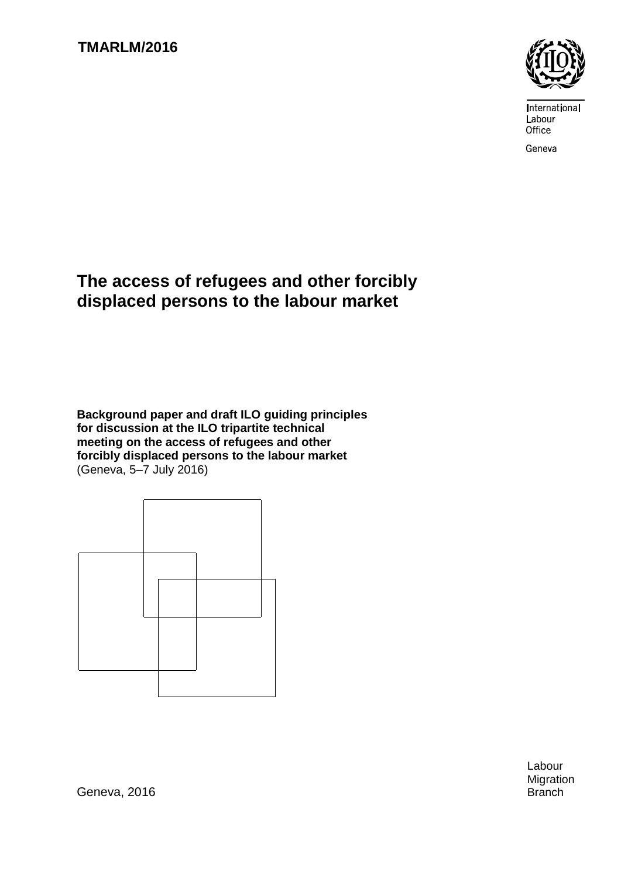**TMARLM/2016**

International
Labour
Office

Geneva

# The access of refugees and other forcibly displaced persons to the labour market

**Background paper and draft ILO guiding principles for discussion at the ILO tripartite technical meeting on the access of refugees and other forcibly displaced persons to the labour market**
(Geneva, 5–7 July 2016)

Geneva, 2016

Labour
Migration
Branch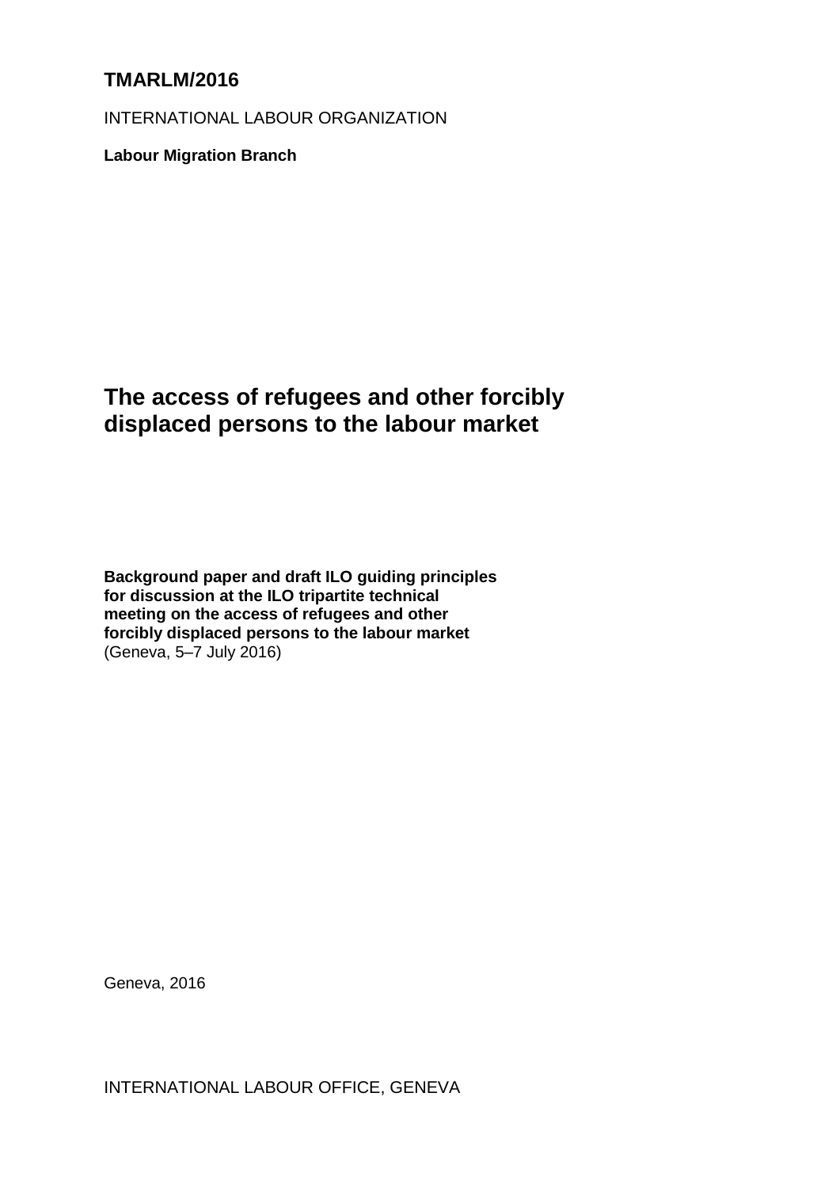**TMARLM/2016**

INTERNATIONAL LABOUR ORGANIZATION

**Labour Migration Branch**

# The access of refugees and other forcibly displaced persons to the labour market

**Background paper and draft ILO guiding principles for discussion at the ILO tripartite technical meeting on the access of refugees and other forcibly displaced persons to the labour market**
(Geneva, 5–7 July 2016)

Geneva, 2016

INTERNATIONAL LABOUR OFFICE, GENEVA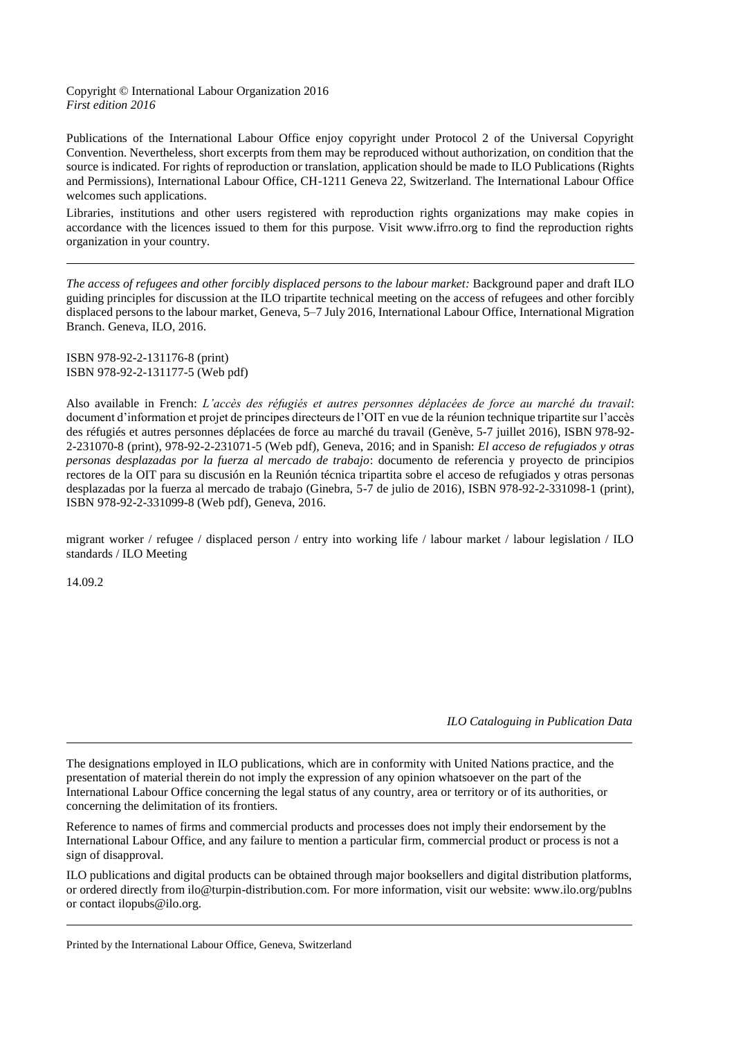Copyright © International Labour Organization 2016
*First edition 2016*

Publications of the International Labour Office enjoy copyright under Protocol 2 of the Universal Copyright Convention. Nevertheless, short excerpts from them may be reproduced without authorization, on condition that the source is indicated. For rights of reproduction or translation, application should be made to ILO Publications (Rights and Permissions), International Labour Office, CH-1211 Geneva 22, Switzerland. The International Labour Office welcomes such applications.

Libraries, institutions and other users registered with reproduction rights organizations may make copies in accordance with the licences issued to them for this purpose. Visit www.ifrro.org to find the reproduction rights organization in your country.

---

*The access of refugees and other forcibly displaced persons to the labour market:* Background paper and draft ILO guiding principles for discussion at the ILO tripartite technical meeting on the access of refugees and other forcibly displaced persons to the labour market, Geneva, 5–7 July 2016, International Labour Office, International Migration Branch. Geneva, ILO, 2016.

ISBN 978-92-2-131176-8 (print)
ISBN 978-92-2-131177-5 (Web pdf)

Also available in French: *L'accès des réfugiés et autres personnes déplacées de force au marché du travail*: document d'information et projet de principes directeurs de l'OIT en vue de la réunion technique tripartite sur l'accès des réfugiés et autres personnes déplacées de force au marché du travail (Genève, 5-7 juillet 2016), ISBN 978-92-2-231070-8 (print), 978-92-2-231071-5 (Web pdf), Geneva, 2016; and in Spanish: *El acceso de refugiados y otras personas desplazadas por la fuerza al mercado de trabajo*: documento de referencia y proyecto de principios rectores de la OIT para su discusión en la Reunión técnica tripartita sobre el acceso de refugiados y otras personas desplazadas por la fuerza al mercado de trabajo (Ginebra, 5-7 de julio de 2016), ISBN 978-92-2-331098-1 (print), ISBN 978-92-2-331099-8 (Web pdf), Geneva, 2016.

migrant worker / refugee / displaced person / entry into working life / labour market / labour legislation / ILO standards / ILO Meeting

14.09.2

*ILO Cataloguing in Publication Data*

---

The designations employed in ILO publications, which are in conformity with United Nations practice, and the presentation of material therein do not imply the expression of any opinion whatsoever on the part of the International Labour Office concerning the legal status of any country, area or territory or of its authorities, or concerning the delimitation of its frontiers.

Reference to names of firms and commercial products and processes does not imply their endorsement by the International Labour Office, and any failure to mention a particular firm, commercial product or process is not a sign of disapproval.

ILO publications and digital products can be obtained through major booksellers and digital distribution platforms, or ordered directly from ilo@turpin-distribution.com. For more information, visit our website: www.ilo.org/publns or contact ilopubs@ilo.org.

---

Printed by the International Labour Office, Geneva, Switzerland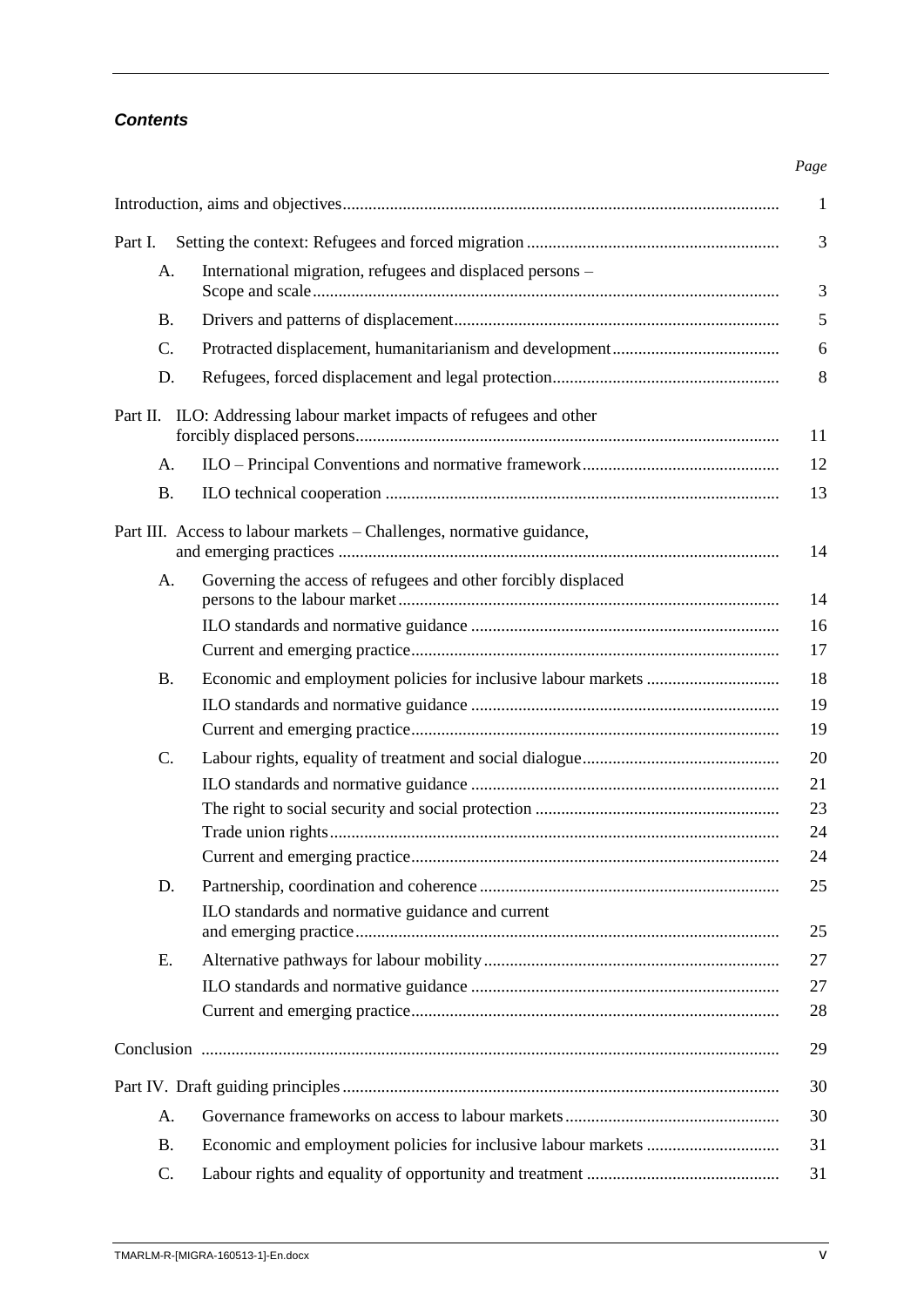## *Contents*

| | Page |
|---|---|
| Introduction, aims and objectives | 1 |
| Part I. Setting the context: Refugees and forced migration | 3 |
| A. International migration, refugees and displaced persons – Scope and scale | 3 |
| B. Drivers and patterns of displacement | 5 |
| C. Protracted displacement, humanitarianism and development | 6 |
| D. Refugees, forced displacement and legal protection | 8 |
| Part II. ILO: Addressing labour market impacts of refugees and other forcibly displaced persons | 11 |
| A. ILO – Principal Conventions and normative framework | 12 |
| B. ILO technical cooperation | 13 |
| Part III. Access to labour markets – Challenges, normative guidance, and emerging practices | 14 |
| A. Governing the access of refugees and other forcibly displaced persons to the labour market | 14 |
| ILO standards and normative guidance | 16 |
| Current and emerging practice | 17 |
| B. Economic and employment policies for inclusive labour markets | 18 |
| ILO standards and normative guidance | 19 |
| Current and emerging practice | 19 |
| C. Labour rights, equality of treatment and social dialogue | 20 |
| ILO standards and normative guidance | 21 |
| The right to social security and social protection | 23 |
| Trade union rights | 24 |
| Current and emerging practice | 24 |
| D. Partnership, coordination and coherence | 25 |
| ILO standards and normative guidance and current and emerging practice | 25 |
| E. Alternative pathways for labour mobility | 27 |
| ILO standards and normative guidance | 27 |
| Current and emerging practice | 28 |
| Conclusion | 29 |
| Part IV. Draft guiding principles | 30 |
| A. Governance frameworks on access to labour markets | 30 |
| B. Economic and employment policies for inclusive labour markets | 31 |
| C. Labour rights and equality of opportunity and treatment | 31 |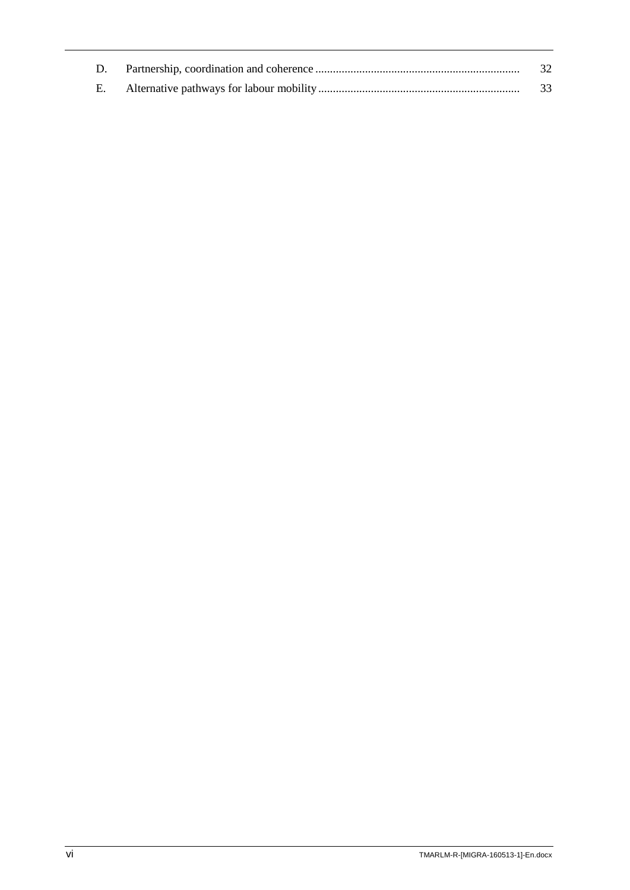D. Partnership, coordination and coherence ..................................................................... 32

E. Alternative pathways for labour mobility .................................................................... 33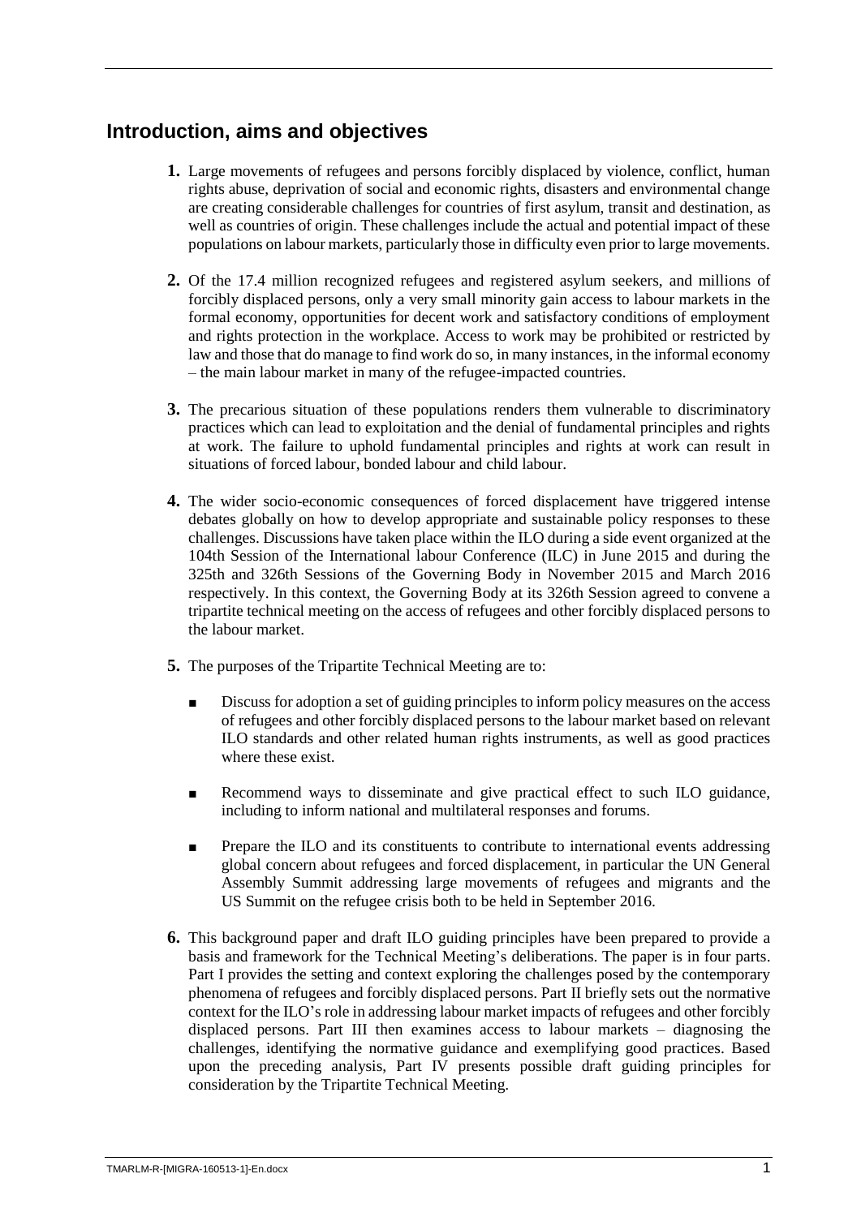## Introduction, aims and objectives

**1.** Large movements of refugees and persons forcibly displaced by violence, conflict, human rights abuse, deprivation of social and economic rights, disasters and environmental change are creating considerable challenges for countries of first asylum, transit and destination, as well as countries of origin. These challenges include the actual and potential impact of these populations on labour markets, particularly those in difficulty even prior to large movements.

**2.** Of the 17.4 million recognized refugees and registered asylum seekers, and millions of forcibly displaced persons, only a very small minority gain access to labour markets in the formal economy, opportunities for decent work and satisfactory conditions of employment and rights protection in the workplace. Access to work may be prohibited or restricted by law and those that do manage to find work do so, in many instances, in the informal economy – the main labour market in many of the refugee-impacted countries.

**3.** The precarious situation of these populations renders them vulnerable to discriminatory practices which can lead to exploitation and the denial of fundamental principles and rights at work. The failure to uphold fundamental principles and rights at work can result in situations of forced labour, bonded labour and child labour.

**4.** The wider socio-economic consequences of forced displacement have triggered intense debates globally on how to develop appropriate and sustainable policy responses to these challenges. Discussions have taken place within the ILO during a side event organized at the 104th Session of the International labour Conference (ILC) in June 2015 and during the 325th and 326th Sessions of the Governing Body in November 2015 and March 2016 respectively. In this context, the Governing Body at its 326th Session agreed to convene a tripartite technical meeting on the access of refugees and other forcibly displaced persons to the labour market.

**5.** The purposes of the Tripartite Technical Meeting are to:

- Discuss for adoption a set of guiding principles to inform policy measures on the access of refugees and other forcibly displaced persons to the labour market based on relevant ILO standards and other related human rights instruments, as well as good practices where these exist.
- Recommend ways to disseminate and give practical effect to such ILO guidance, including to inform national and multilateral responses and forums.
- Prepare the ILO and its constituents to contribute to international events addressing global concern about refugees and forced displacement, in particular the UN General Assembly Summit addressing large movements of refugees and migrants and the US Summit on the refugee crisis both to be held in September 2016.

**6.** This background paper and draft ILO guiding principles have been prepared to provide a basis and framework for the Technical Meeting's deliberations. The paper is in four parts. Part I provides the setting and context exploring the challenges posed by the contemporary phenomena of refugees and forcibly displaced persons. Part II briefly sets out the normative context for the ILO's role in addressing labour market impacts of refugees and other forcibly displaced persons. Part III then examines access to labour markets – diagnosing the challenges, identifying the normative guidance and exemplifying good practices. Based upon the preceding analysis, Part IV presents possible draft guiding principles for consideration by the Tripartite Technical Meeting.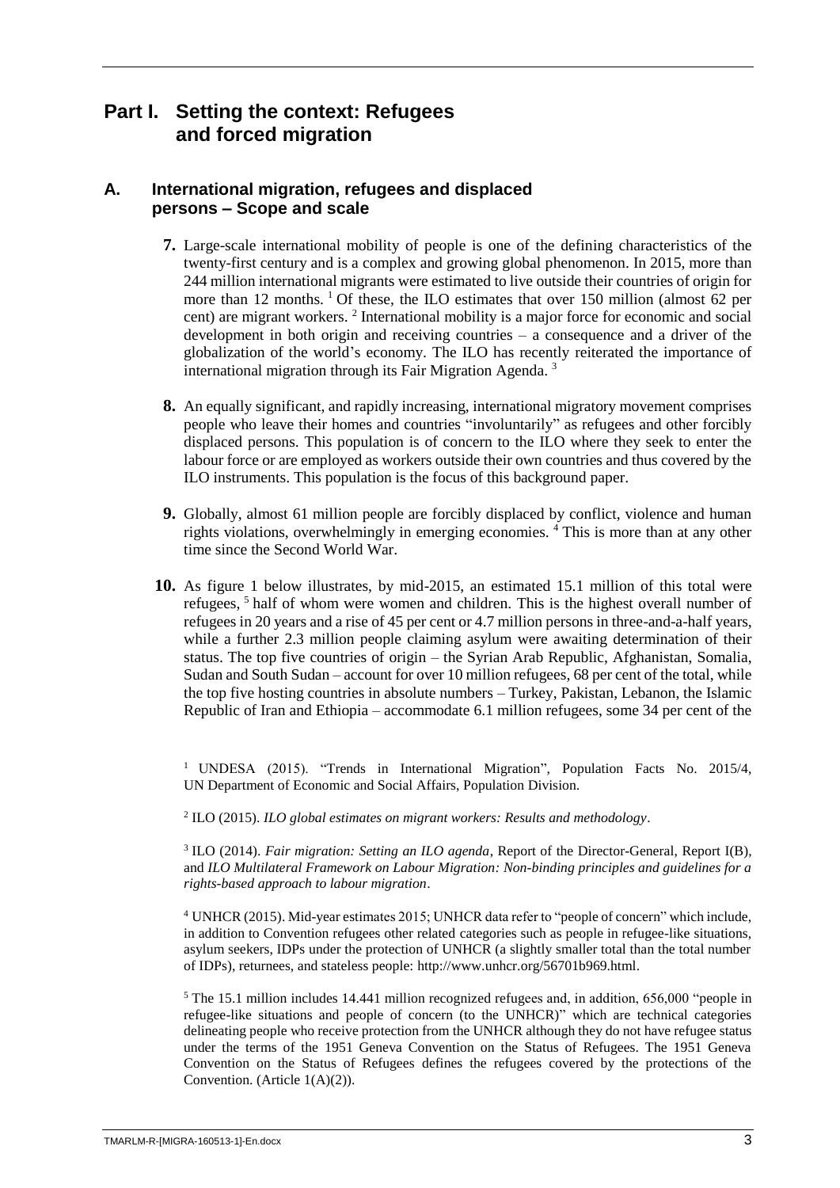# Part I. Setting the context: Refugees and forced migration

## A. International migration, refugees and displaced persons – Scope and scale

**7.** Large-scale international mobility of people is one of the defining characteristics of the twenty-first century and is a complex and growing global phenomenon. In 2015, more than 244 million international migrants were estimated to live outside their countries of origin for more than 12 months. [1] Of these, the ILO estimates that over 150 million (almost 62 per cent) are migrant workers. [2] International mobility is a major force for economic and social development in both origin and receiving countries – a consequence and a driver of the globalization of the world's economy. The ILO has recently reiterated the importance of international migration through its Fair Migration Agenda. [3]

**8.** An equally significant, and rapidly increasing, international migratory movement comprises people who leave their homes and countries "involuntarily" as refugees and other forcibly displaced persons. This population is of concern to the ILO where they seek to enter the labour force or are employed as workers outside their own countries and thus covered by the ILO instruments. This population is the focus of this background paper.

**9.** Globally, almost 61 million people are forcibly displaced by conflict, violence and human rights violations, overwhelmingly in emerging economies. [4] This is more than at any other time since the Second World War.

**10.** As figure 1 below illustrates, by mid-2015, an estimated 15.1 million of this total were refugees, [5] half of whom were women and children. This is the highest overall number of refugees in 20 years and a rise of 45 per cent or 4.7 million persons in three-and-a-half years, while a further 2.3 million people claiming asylum were awaiting determination of their status. The top five countries of origin – the Syrian Arab Republic, Afghanistan, Somalia, Sudan and South Sudan – account for over 10 million refugees, 68 per cent of the total, while the top five hosting countries in absolute numbers – Turkey, Pakistan, Lebanon, the Islamic Republic of Iran and Ethiopia – accommodate 6.1 million refugees, some 34 per cent of the

---

[1] UNDESA (2015). "Trends in International Migration", Population Facts No. 2015/4, UN Department of Economic and Social Affairs, Population Division.

[2] ILO (2015). *ILO global estimates on migrant workers: Results and methodology*.

[3] ILO (2014). *Fair migration: Setting an ILO agenda*, Report of the Director-General, Report I(B), and *ILO Multilateral Framework on Labour Migration: Non-binding principles and guidelines for a rights-based approach to labour migration*.

[4] UNHCR (2015). Mid-year estimates 2015; UNHCR data refer to "people of concern" which include, in addition to Convention refugees other related categories such as people in refugee-like situations, asylum seekers, IDPs under the protection of UNHCR (a slightly smaller total than the total number of IDPs), returnees, and stateless people: http://www.unhcr.org/56701b969.html.

[5] The 15.1 million includes 14.441 million recognized refugees and, in addition, 656,000 "people in refugee-like situations and people of concern (to the UNHCR)" which are technical categories delineating people who receive protection from the UNHCR although they do not have refugee status under the terms of the 1951 Geneva Convention on the Status of Refugees. The 1951 Geneva Convention on the Status of Refugees defines the refugees covered by the protections of the Convention. (Article 1(A)(2)).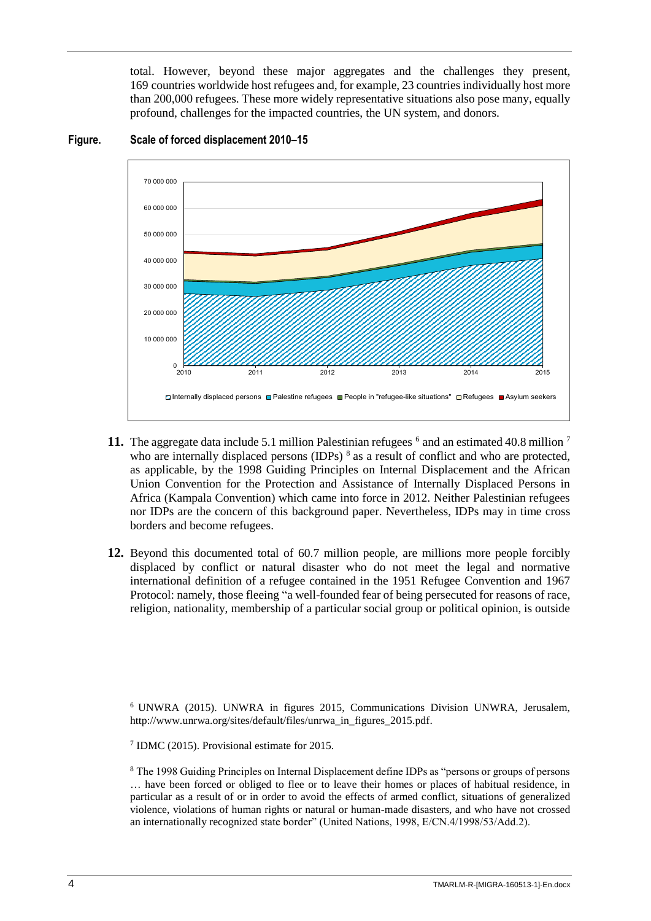total. However, beyond these major aggregates and the challenges they present, 169 countries worldwide host refugees and, for example, 23 countries individually host more than 200,000 refugees. These more widely representative situations also pose many, equally profound, challenges for the impacted countries, the UN system, and donors.

**Figure. Scale of forced displacement 2010–15**

**11.** The aggregate data include 5.1 million Palestinian refugees [6] and an estimated 40.8 million [7] who are internally displaced persons (IDPs) [8] as a result of conflict and who are protected, as applicable, by the 1998 Guiding Principles on Internal Displacement and the African Union Convention for the Protection and Assistance of Internally Displaced Persons in Africa (Kampala Convention) which came into force in 2012. Neither Palestinian refugees nor IDPs are the concern of this background paper. Nevertheless, IDPs may in time cross borders and become refugees.

**12.** Beyond this documented total of 60.7 million people, are millions more people forcibly displaced by conflict or natural disaster who do not meet the legal and normative international definition of a refugee contained in the 1951 Refugee Convention and 1967 Protocol: namely, those fleeing "a well-founded fear of being persecuted for reasons of race, religion, nationality, membership of a particular social group or political opinion, is outside

[6] UNWRA (2015). UNWRA in figures 2015, Communications Division UNWRA, Jerusalem, http://www.unrwa.org/sites/default/files/unrwa_in_figures_2015.pdf.

[7] IDMC (2015). Provisional estimate for 2015.

[8] The 1998 Guiding Principles on Internal Displacement define IDPs as "persons or groups of persons … have been forced or obliged to flee or to leave their homes or places of habitual residence, in particular as a result of or in order to avoid the effects of armed conflict, situations of generalized violence, violations of human rights or natural or human-made disasters, and who have not crossed an internationally recognized state border" (United Nations, 1998, E/CN.4/1998/53/Add.2).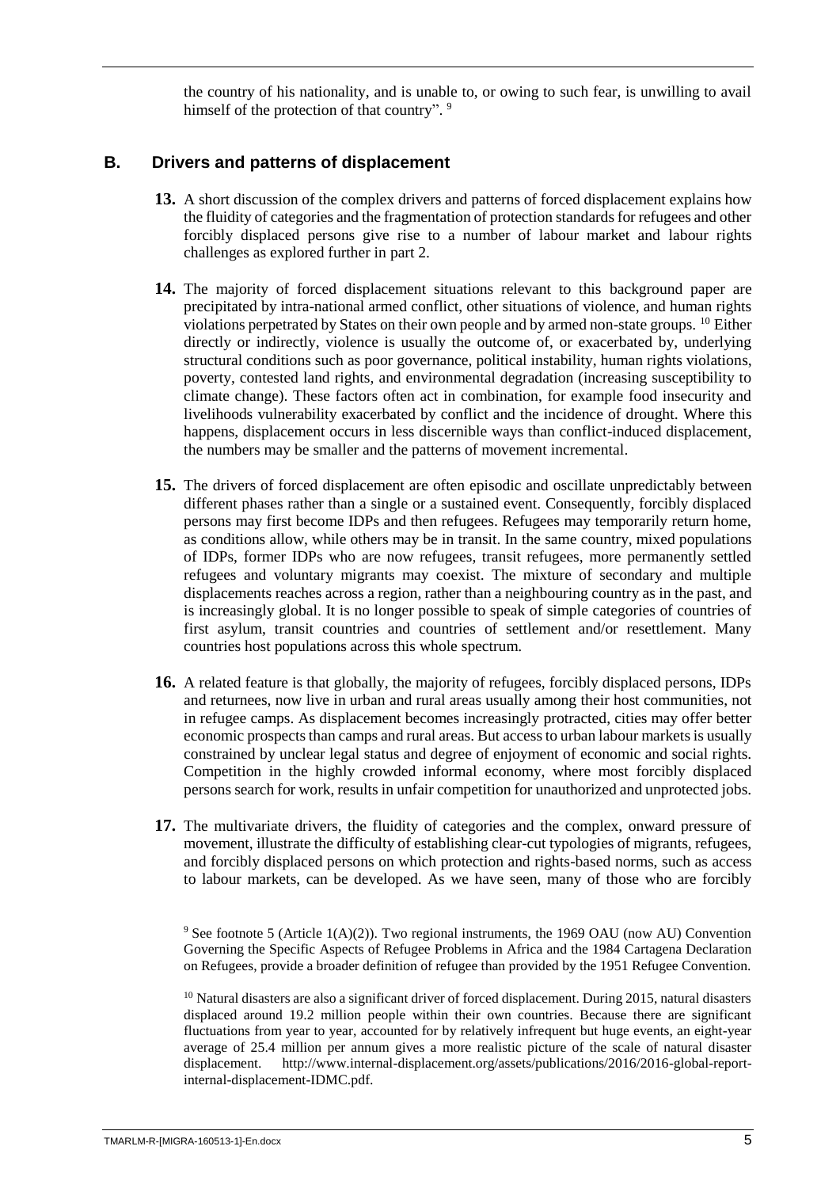the country of his nationality, and is unable to, or owing to such fear, is unwilling to avail himself of the protection of that country". [9]

## B. Drivers and patterns of displacement

**13.** A short discussion of the complex drivers and patterns of forced displacement explains how the fluidity of categories and the fragmentation of protection standards for refugees and other forcibly displaced persons give rise to a number of labour market and labour rights challenges as explored further in part 2.

**14.** The majority of forced displacement situations relevant to this background paper are precipitated by intra-national armed conflict, other situations of violence, and human rights violations perpetrated by States on their own people and by armed non-state groups. [10] Either directly or indirectly, violence is usually the outcome of, or exacerbated by, underlying structural conditions such as poor governance, political instability, human rights violations, poverty, contested land rights, and environmental degradation (increasing susceptibility to climate change). These factors often act in combination, for example food insecurity and livelihoods vulnerability exacerbated by conflict and the incidence of drought. Where this happens, displacement occurs in less discernible ways than conflict-induced displacement, the numbers may be smaller and the patterns of movement incremental.

**15.** The drivers of forced displacement are often episodic and oscillate unpredictably between different phases rather than a single or a sustained event. Consequently, forcibly displaced persons may first become IDPs and then refugees. Refugees may temporarily return home, as conditions allow, while others may be in transit. In the same country, mixed populations of IDPs, former IDPs who are now refugees, transit refugees, more permanently settled refugees and voluntary migrants may coexist. The mixture of secondary and multiple displacements reaches across a region, rather than a neighbouring country as in the past, and is increasingly global. It is no longer possible to speak of simple categories of countries of first asylum, transit countries and countries of settlement and/or resettlement. Many countries host populations across this whole spectrum.

**16.** A related feature is that globally, the majority of refugees, forcibly displaced persons, IDPs and returnees, now live in urban and rural areas usually among their host communities, not in refugee camps. As displacement becomes increasingly protracted, cities may offer better economic prospects than camps and rural areas. But access to urban labour markets is usually constrained by unclear legal status and degree of enjoyment of economic and social rights. Competition in the highly crowded informal economy, where most forcibly displaced persons search for work, results in unfair competition for unauthorized and unprotected jobs.

**17.** The multivariate drivers, the fluidity of categories and the complex, onward pressure of movement, illustrate the difficulty of establishing clear-cut typologies of migrants, refugees, and forcibly displaced persons on which protection and rights-based norms, such as access to labour markets, can be developed. As we have seen, many of those who are forcibly

---

[9] See footnote 5 (Article 1(A)(2)). Two regional instruments, the 1969 OAU (now AU) Convention Governing the Specific Aspects of Refugee Problems in Africa and the 1984 Cartagena Declaration on Refugees, provide a broader definition of refugee than provided by the 1951 Refugee Convention.

[10] Natural disasters are also a significant driver of forced displacement. During 2015, natural disasters displaced around 19.2 million people within their own countries. Because there are significant fluctuations from year to year, accounted for by relatively infrequent but huge events, an eight-year average of 25.4 million per annum gives a more realistic picture of the scale of natural disaster displacement. http://www.internal-displacement.org/assets/publications/2016/2016-global-report-internal-displacement-IDMC.pdf.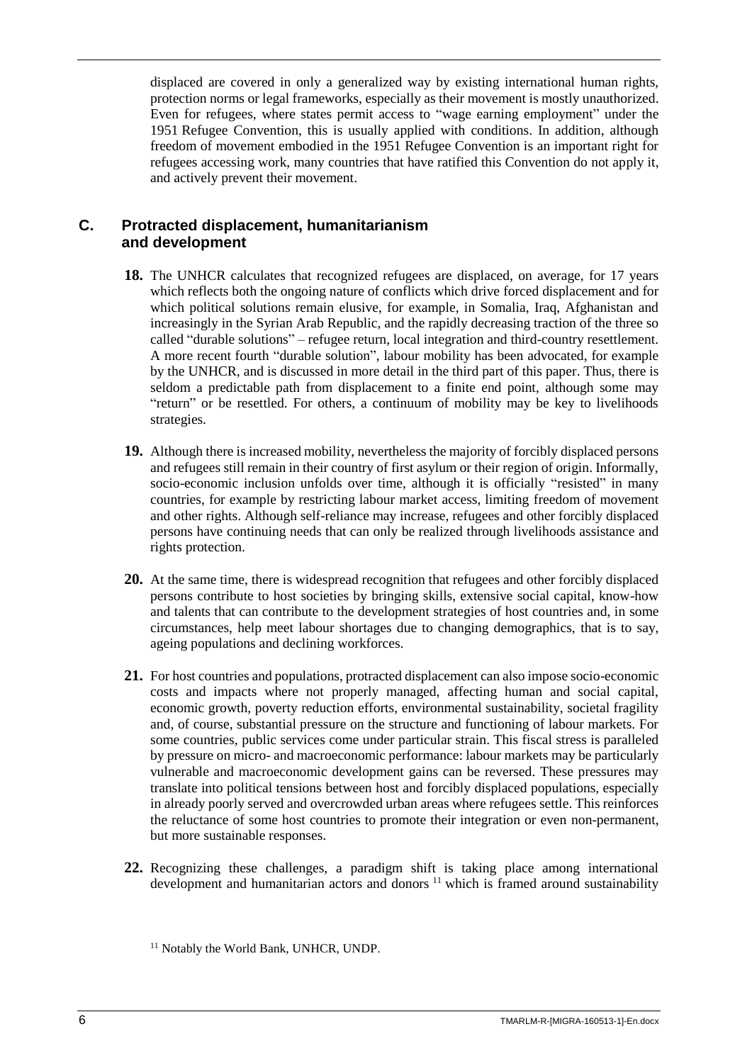displaced are covered in only a generalized way by existing international human rights, protection norms or legal frameworks, especially as their movement is mostly unauthorized. Even for refugees, where states permit access to "wage earning employment" under the 1951 Refugee Convention, this is usually applied with conditions. In addition, although freedom of movement embodied in the 1951 Refugee Convention is an important right for refugees accessing work, many countries that have ratified this Convention do not apply it, and actively prevent their movement.

## C. Protracted displacement, humanitarianism and development

**18.** The UNHCR calculates that recognized refugees are displaced, on average, for 17 years which reflects both the ongoing nature of conflicts which drive forced displacement and for which political solutions remain elusive, for example, in Somalia, Iraq, Afghanistan and increasingly in the Syrian Arab Republic, and the rapidly decreasing traction of the three so called "durable solutions" – refugee return, local integration and third-country resettlement. A more recent fourth "durable solution", labour mobility has been advocated, for example by the UNHCR, and is discussed in more detail in the third part of this paper. Thus, there is seldom a predictable path from displacement to a finite end point, although some may "return" or be resettled. For others, a continuum of mobility may be key to livelihoods strategies.

**19.** Although there is increased mobility, nevertheless the majority of forcibly displaced persons and refugees still remain in their country of first asylum or their region of origin. Informally, socio-economic inclusion unfolds over time, although it is officially "resisted" in many countries, for example by restricting labour market access, limiting freedom of movement and other rights. Although self-reliance may increase, refugees and other forcibly displaced persons have continuing needs that can only be realized through livelihoods assistance and rights protection.

**20.** At the same time, there is widespread recognition that refugees and other forcibly displaced persons contribute to host societies by bringing skills, extensive social capital, know-how and talents that can contribute to the development strategies of host countries and, in some circumstances, help meet labour shortages due to changing demographics, that is to say, ageing populations and declining workforces.

**21.** For host countries and populations, protracted displacement can also impose socio-economic costs and impacts where not properly managed, affecting human and social capital, economic growth, poverty reduction efforts, environmental sustainability, societal fragility and, of course, substantial pressure on the structure and functioning of labour markets. For some countries, public services come under particular strain. This fiscal stress is paralleled by pressure on micro- and macroeconomic performance: labour markets may be particularly vulnerable and macroeconomic development gains can be reversed. These pressures may translate into political tensions between host and forcibly displaced populations, especially in already poorly served and overcrowded urban areas where refugees settle. This reinforces the reluctance of some host countries to promote their integration or even non-permanent, but more sustainable responses.

**22.** Recognizing these challenges, a paradigm shift is taking place among international development and humanitarian actors and donors [11] which is framed around sustainability

[11] Notably the World Bank, UNHCR, UNDP.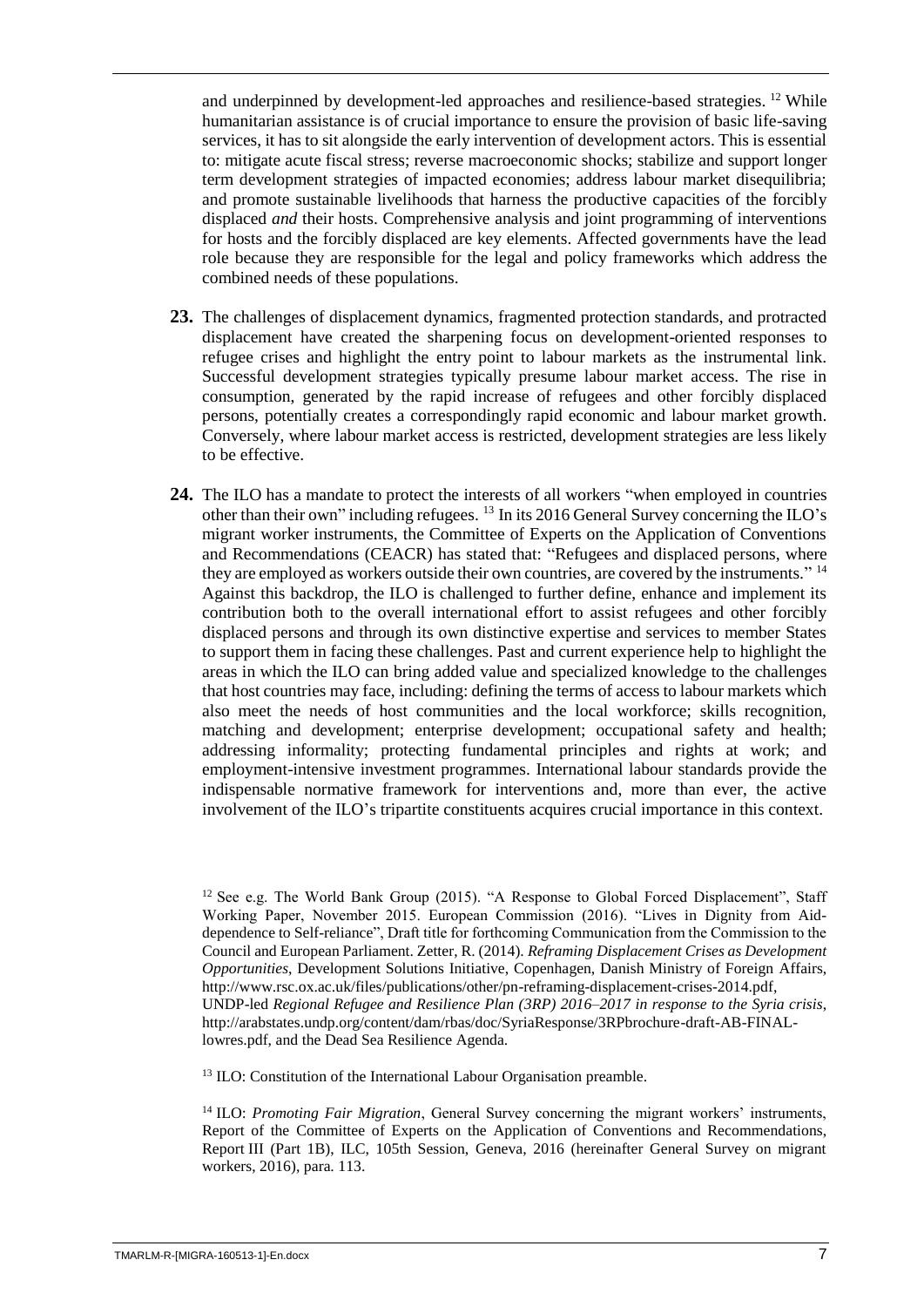and underpinned by development-led approaches and resilience-based strategies. [12] While humanitarian assistance is of crucial importance to ensure the provision of basic life-saving services, it has to sit alongside the early intervention of development actors. This is essential to: mitigate acute fiscal stress; reverse macroeconomic shocks; stabilize and support longer term development strategies of impacted economies; address labour market disequilibria; and promote sustainable livelihoods that harness the productive capacities of the forcibly displaced *and* their hosts. Comprehensive analysis and joint programming of interventions for hosts and the forcibly displaced are key elements. Affected governments have the lead role because they are responsible for the legal and policy frameworks which address the combined needs of these populations.

**23.** The challenges of displacement dynamics, fragmented protection standards, and protracted displacement have created the sharpening focus on development-oriented responses to refugee crises and highlight the entry point to labour markets as the instrumental link. Successful development strategies typically presume labour market access. The rise in consumption, generated by the rapid increase of refugees and other forcibly displaced persons, potentially creates a correspondingly rapid economic and labour market growth. Conversely, where labour market access is restricted, development strategies are less likely to be effective.

**24.** The ILO has a mandate to protect the interests of all workers "when employed in countries other than their own" including refugees. [13] In its 2016 General Survey concerning the ILO's migrant worker instruments, the Committee of Experts on the Application of Conventions and Recommendations (CEACR) has stated that: "Refugees and displaced persons, where they are employed as workers outside their own countries, are covered by the instruments." [14] Against this backdrop, the ILO is challenged to further define, enhance and implement its contribution both to the overall international effort to assist refugees and other forcibly displaced persons and through its own distinctive expertise and services to member States to support them in facing these challenges. Past and current experience help to highlight the areas in which the ILO can bring added value and specialized knowledge to the challenges that host countries may face, including: defining the terms of access to labour markets which also meet the needs of host communities and the local workforce; skills recognition, matching and development; enterprise development; occupational safety and health; addressing informality; protecting fundamental principles and rights at work; and employment-intensive investment programmes. International labour standards provide the indispensable normative framework for interventions and, more than ever, the active involvement of the ILO's tripartite constituents acquires crucial importance in this context.

---

[12] See e.g. The World Bank Group (2015). "A Response to Global Forced Displacement", Staff Working Paper, November 2015. European Commission (2016). "Lives in Dignity from Aid-dependence to Self-reliance", Draft title for forthcoming Communication from the Commission to the Council and European Parliament. Zetter, R. (2014). *Reframing Displacement Crises as Development Opportunities*, Development Solutions Initiative, Copenhagen, Danish Ministry of Foreign Affairs, http://www.rsc.ox.ac.uk/files/publications/other/pn-reframing-displacement-crises-2014.pdf, UNDP-led *Regional Refugee and Resilience Plan (3RP) 2016–2017 in response to the Syria crisis*, http://arabstates.undp.org/content/dam/rbas/doc/SyriaResponse/3RPbrochure-draft-AB-FINAL-lowres.pdf, and the Dead Sea Resilience Agenda.

[13] ILO: Constitution of the International Labour Organisation preamble.

[14] ILO: *Promoting Fair Migration*, General Survey concerning the migrant workers' instruments, Report of the Committee of Experts on the Application of Conventions and Recommendations, Report III (Part 1B), ILC, 105th Session, Geneva, 2016 (hereinafter General Survey on migrant workers, 2016), para. 113.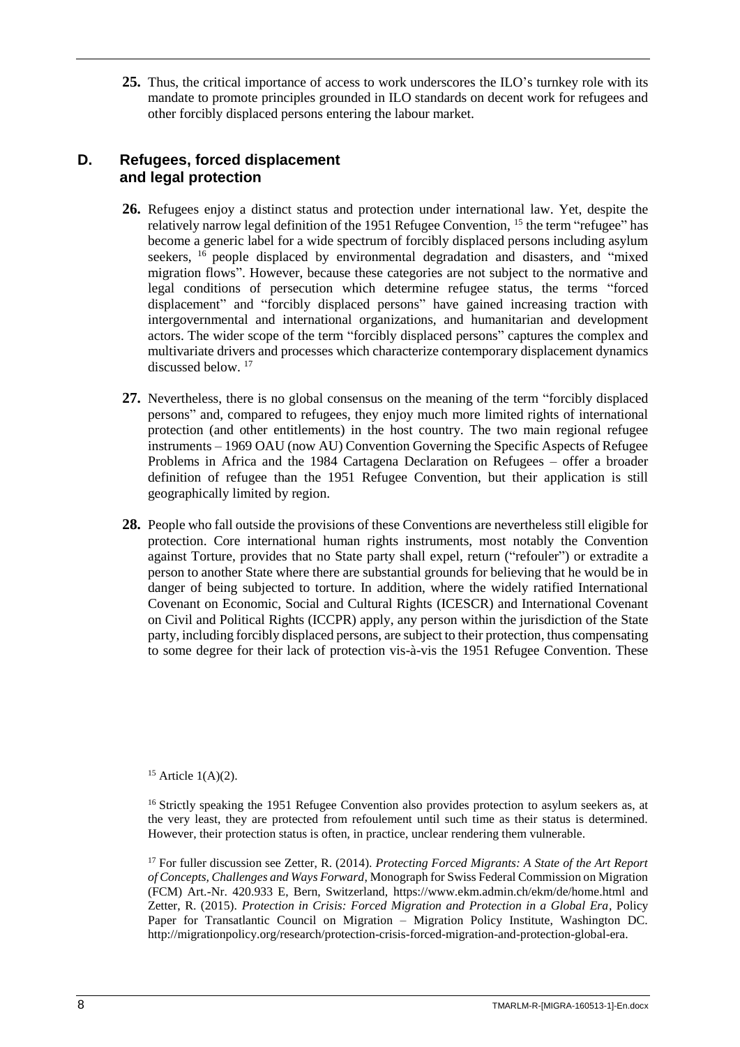**25.** Thus, the critical importance of access to work underscores the ILO's turnkey role with its mandate to promote principles grounded in ILO standards on decent work for refugees and other forcibly displaced persons entering the labour market.

## D. Refugees, forced displacement and legal protection

**26.** Refugees enjoy a distinct status and protection under international law. Yet, despite the relatively narrow legal definition of the 1951 Refugee Convention, [15] the term "refugee" has become a generic label for a wide spectrum of forcibly displaced persons including asylum seekers, [16] people displaced by environmental degradation and disasters, and "mixed migration flows". However, because these categories are not subject to the normative and legal conditions of persecution which determine refugee status, the terms "forced displacement" and "forcibly displaced persons" have gained increasing traction with intergovernmental and international organizations, and humanitarian and development actors. The wider scope of the term "forcibly displaced persons" captures the complex and multivariate drivers and processes which characterize contemporary displacement dynamics discussed below. [17]

**27.** Nevertheless, there is no global consensus on the meaning of the term "forcibly displaced persons" and, compared to refugees, they enjoy much more limited rights of international protection (and other entitlements) in the host country. The two main regional refugee instruments – 1969 OAU (now AU) Convention Governing the Specific Aspects of Refugee Problems in Africa and the 1984 Cartagena Declaration on Refugees – offer a broader definition of refugee than the 1951 Refugee Convention, but their application is still geographically limited by region.

**28.** People who fall outside the provisions of these Conventions are nevertheless still eligible for protection. Core international human rights instruments, most notably the Convention against Torture, provides that no State party shall expel, return ("refouler") or extradite a person to another State where there are substantial grounds for believing that he would be in danger of being subjected to torture. In addition, where the widely ratified International Covenant on Economic, Social and Cultural Rights (ICESCR) and International Covenant on Civil and Political Rights (ICCPR) apply, any person within the jurisdiction of the State party, including forcibly displaced persons, are subject to their protection, thus compensating to some degree for their lack of protection vis-à-vis the 1951 Refugee Convention. These

[15] Article 1(A)(2).

[16] Strictly speaking the 1951 Refugee Convention also provides protection to asylum seekers as, at the very least, they are protected from refoulement until such time as their status is determined. However, their protection status is often, in practice, unclear rendering them vulnerable.

[17] For fuller discussion see Zetter, R. (2014). *Protecting Forced Migrants: A State of the Art Report of Concepts, Challenges and Ways Forward*, Monograph for Swiss Federal Commission on Migration (FCM) Art.-Nr. 420.933 E, Bern, Switzerland, https://www.ekm.admin.ch/ekm/de/home.html and Zetter, R. (2015). *Protection in Crisis: Forced Migration and Protection in a Global Era*, Policy Paper for Transatlantic Council on Migration – Migration Policy Institute, Washington DC. http://migrationpolicy.org/research/protection-crisis-forced-migration-and-protection-global-era.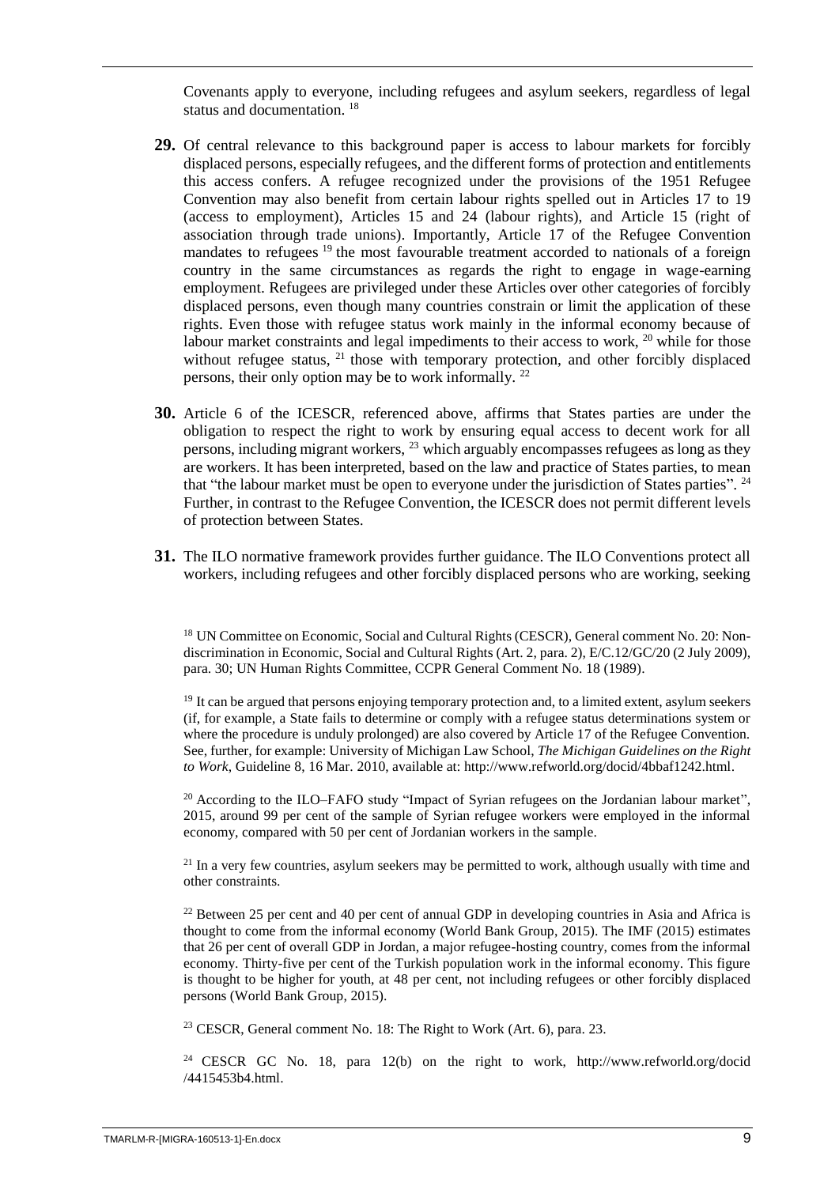Covenants apply to everyone, including refugees and asylum seekers, regardless of legal status and documentation. [18]

**29.** Of central relevance to this background paper is access to labour markets for forcibly displaced persons, especially refugees, and the different forms of protection and entitlements this access confers. A refugee recognized under the provisions of the 1951 Refugee Convention may also benefit from certain labour rights spelled out in Articles 17 to 19 (access to employment), Articles 15 and 24 (labour rights), and Article 15 (right of association through trade unions). Importantly, Article 17 of the Refugee Convention mandates to refugees [19] the most favourable treatment accorded to nationals of a foreign country in the same circumstances as regards the right to engage in wage-earning employment. Refugees are privileged under these Articles over other categories of forcibly displaced persons, even though many countries constrain or limit the application of these rights. Even those with refugee status work mainly in the informal economy because of labour market constraints and legal impediments to their access to work, [20] while for those without refugee status, [21] those with temporary protection, and other forcibly displaced persons, their only option may be to work informally. [22]

**30.** Article 6 of the ICESCR, referenced above, affirms that States parties are under the obligation to respect the right to work by ensuring equal access to decent work for all persons, including migrant workers, [23] which arguably encompasses refugees as long as they are workers. It has been interpreted, based on the law and practice of States parties, to mean that "the labour market must be open to everyone under the jurisdiction of States parties". [24] Further, in contrast to the Refugee Convention, the ICESCR does not permit different levels of protection between States.

**31.** The ILO normative framework provides further guidance. The ILO Conventions protect all workers, including refugees and other forcibly displaced persons who are working, seeking

---

[18] UN Committee on Economic, Social and Cultural Rights (CESCR), General comment No. 20: Non-discrimination in Economic, Social and Cultural Rights (Art. 2, para. 2), E/C.12/GC/20 (2 July 2009), para. 30; UN Human Rights Committee, CCPR General Comment No. 18 (1989).

[19] It can be argued that persons enjoying temporary protection and, to a limited extent, asylum seekers (if, for example, a State fails to determine or comply with a refugee status determinations system or where the procedure is unduly prolonged) are also covered by Article 17 of the Refugee Convention. See, further, for example: University of Michigan Law School, *The Michigan Guidelines on the Right to Work*, Guideline 8, 16 Mar. 2010, available at: http://www.refworld.org/docid/4bbaf1242.html.

[20] According to the ILO–FAFO study "Impact of Syrian refugees on the Jordanian labour market", 2015, around 99 per cent of the sample of Syrian refugee workers were employed in the informal economy, compared with 50 per cent of Jordanian workers in the sample.

[21] In a very few countries, asylum seekers may be permitted to work, although usually with time and other constraints.

[22] Between 25 per cent and 40 per cent of annual GDP in developing countries in Asia and Africa is thought to come from the informal economy (World Bank Group, 2015). The IMF (2015) estimates that 26 per cent of overall GDP in Jordan, a major refugee-hosting country, comes from the informal economy. Thirty-five per cent of the Turkish population work in the informal economy. This figure is thought to be higher for youth, at 48 per cent, not including refugees or other forcibly displaced persons (World Bank Group, 2015).

[23] CESCR, General comment No. 18: The Right to Work (Art. 6), para. 23.

[24] CESCR GC No. 18, para 12(b) on the right to work, http://www.refworld.org/docid/4415453b4.html.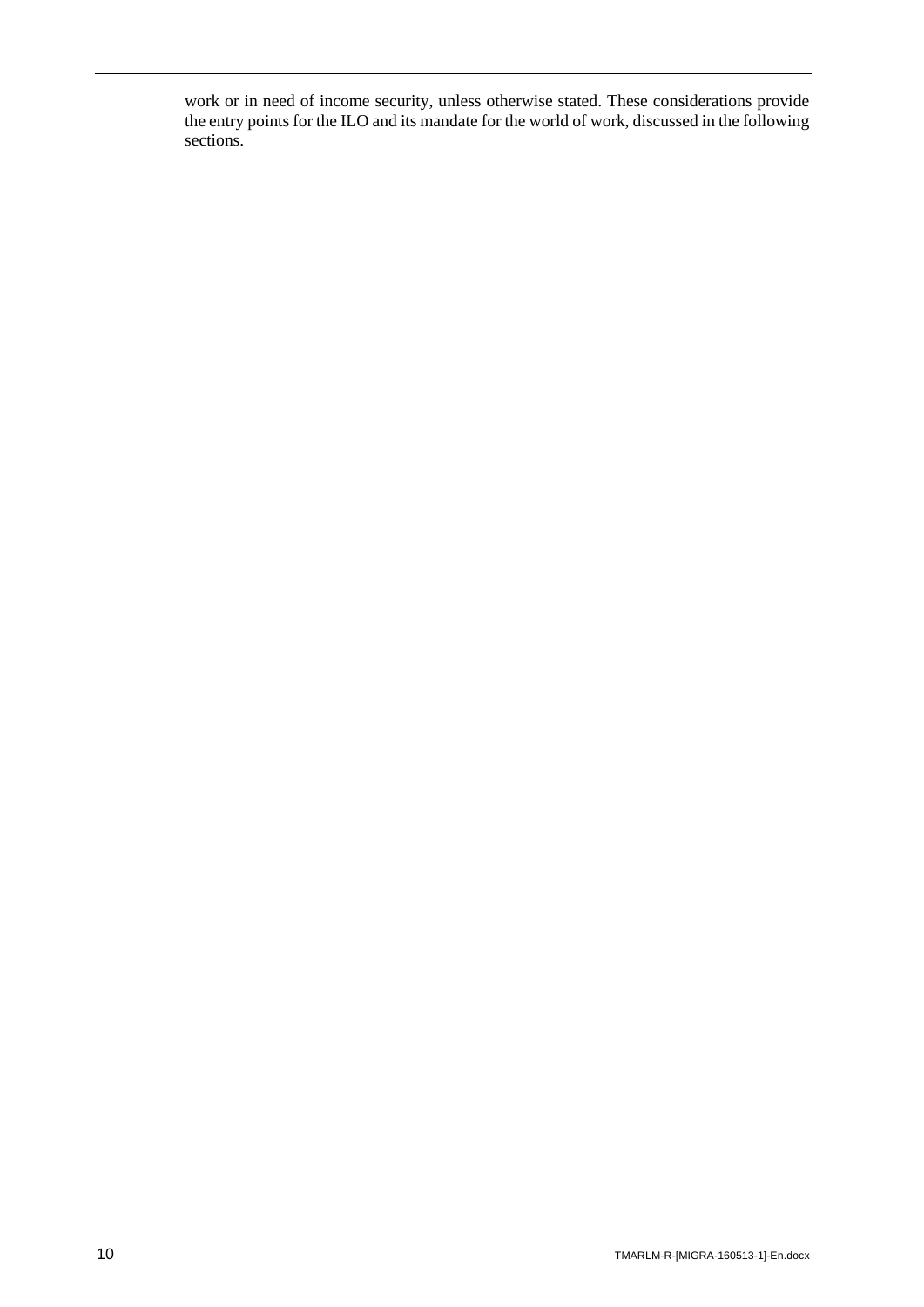work or in need of income security, unless otherwise stated. These considerations provide the entry points for the ILO and its mandate for the world of work, discussed in the following sections.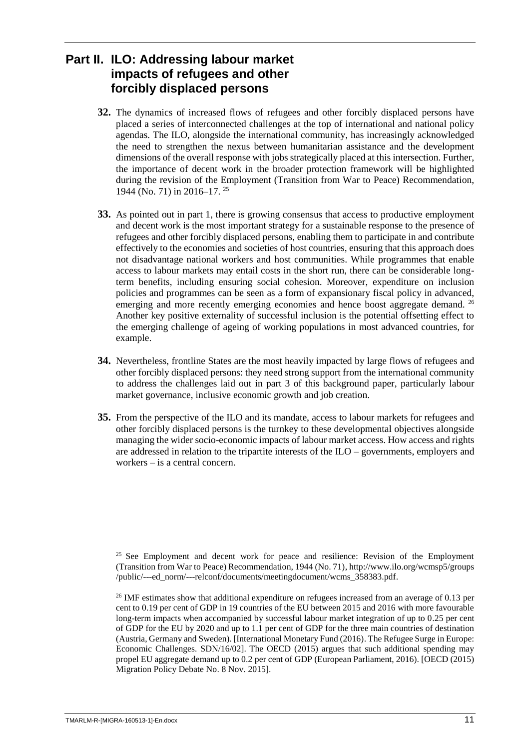## Part II. ILO: Addressing labour market impacts of refugees and other forcibly displaced persons

**32.** The dynamics of increased flows of refugees and other forcibly displaced persons have placed a series of interconnected challenges at the top of international and national policy agendas. The ILO, alongside the international community, has increasingly acknowledged the need to strengthen the nexus between humanitarian assistance and the development dimensions of the overall response with jobs strategically placed at this intersection. Further, the importance of decent work in the broader protection framework will be highlighted during the revision of the Employment (Transition from War to Peace) Recommendation, 1944 (No. 71) in 2016–17. [25]

**33.** As pointed out in part 1, there is growing consensus that access to productive employment and decent work is the most important strategy for a sustainable response to the presence of refugees and other forcibly displaced persons, enabling them to participate in and contribute effectively to the economies and societies of host countries, ensuring that this approach does not disadvantage national workers and host communities. While programmes that enable access to labour markets may entail costs in the short run, there can be considerable long-term benefits, including ensuring social cohesion. Moreover, expenditure on inclusion policies and programmes can be seen as a form of expansionary fiscal policy in advanced, emerging and more recently emerging economies and hence boost aggregate demand. [26] Another key positive externality of successful inclusion is the potential offsetting effect to the emerging challenge of ageing of working populations in most advanced countries, for example.

**34.** Nevertheless, frontline States are the most heavily impacted by large flows of refugees and other forcibly displaced persons: they need strong support from the international community to address the challenges laid out in part 3 of this background paper, particularly labour market governance, inclusive economic growth and job creation.

**35.** From the perspective of the ILO and its mandate, access to labour markets for refugees and other forcibly displaced persons is the turnkey to these developmental objectives alongside managing the wider socio-economic impacts of labour market access. How access and rights are addressed in relation to the tripartite interests of the ILO – governments, employers and workers – is a central concern.

[25] See Employment and decent work for peace and resilience: Revision of the Employment (Transition from War to Peace) Recommendation, 1944 (No. 71), http://www.ilo.org/wcmsp5/groups/public/---ed_norm/---relconf/documents/meetingdocument/wcms_358383.pdf.

[26] IMF estimates show that additional expenditure on refugees increased from an average of 0.13 per cent to 0.19 per cent of GDP in 19 countries of the EU between 2015 and 2016 with more favourable long-term impacts when accompanied by successful labour market integration of up to 0.25 per cent of GDP for the EU by 2020 and up to 1.1 per cent of GDP for the three main countries of destination (Austria, Germany and Sweden). [International Monetary Fund (2016). The Refugee Surge in Europe: Economic Challenges. SDN/16/02]. The OECD (2015) argues that such additional spending may propel EU aggregate demand up to 0.2 per cent of GDP (European Parliament, 2016). [OECD (2015) Migration Policy Debate No. 8 Nov. 2015].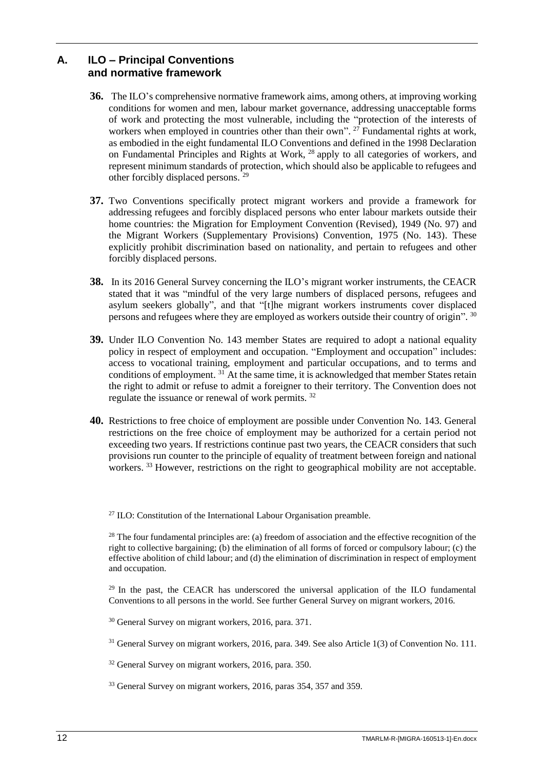## A. ILO – Principal Conventions and normative framework

**36.** The ILO's comprehensive normative framework aims, among others, at improving working conditions for women and men, labour market governance, addressing unacceptable forms of work and protecting the most vulnerable, including the "protection of the interests of workers when employed in countries other than their own". [27] Fundamental rights at work, as embodied in the eight fundamental ILO Conventions and defined in the 1998 Declaration on Fundamental Principles and Rights at Work, [28] apply to all categories of workers, and represent minimum standards of protection, which should also be applicable to refugees and other forcibly displaced persons. [29]

**37.** Two Conventions specifically protect migrant workers and provide a framework for addressing refugees and forcibly displaced persons who enter labour markets outside their home countries: the Migration for Employment Convention (Revised), 1949 (No. 97) and the Migrant Workers (Supplementary Provisions) Convention, 1975 (No. 143). These explicitly prohibit discrimination based on nationality, and pertain to refugees and other forcibly displaced persons.

**38.** In its 2016 General Survey concerning the ILO's migrant worker instruments, the CEACR stated that it was "mindful of the very large numbers of displaced persons, refugees and asylum seekers globally", and that "[t]he migrant workers instruments cover displaced persons and refugees where they are employed as workers outside their country of origin". [30]

**39.** Under ILO Convention No. 143 member States are required to adopt a national equality policy in respect of employment and occupation. "Employment and occupation" includes: access to vocational training, employment and particular occupations, and to terms and conditions of employment. [31] At the same time, it is acknowledged that member States retain the right to admit or refuse to admit a foreigner to their territory. The Convention does not regulate the issuance or renewal of work permits. [32]

**40.** Restrictions to free choice of employment are possible under Convention No. 143. General restrictions on the free choice of employment may be authorized for a certain period not exceeding two years. If restrictions continue past two years, the CEACR considers that such provisions run counter to the principle of equality of treatment between foreign and national workers. [33] However, restrictions on the right to geographical mobility are not acceptable.

[27] ILO: Constitution of the International Labour Organisation preamble.

[28] The four fundamental principles are: (a) freedom of association and the effective recognition of the right to collective bargaining; (b) the elimination of all forms of forced or compulsory labour; (c) the effective abolition of child labour; and (d) the elimination of discrimination in respect of employment and occupation.

[29] In the past, the CEACR has underscored the universal application of the ILO fundamental Conventions to all persons in the world. See further General Survey on migrant workers, 2016.

[30] General Survey on migrant workers, 2016, para. 371.

[31] General Survey on migrant workers, 2016, para. 349. See also Article 1(3) of Convention No. 111.

[32] General Survey on migrant workers, 2016, para. 350.

[33] General Survey on migrant workers, 2016, paras 354, 357 and 359.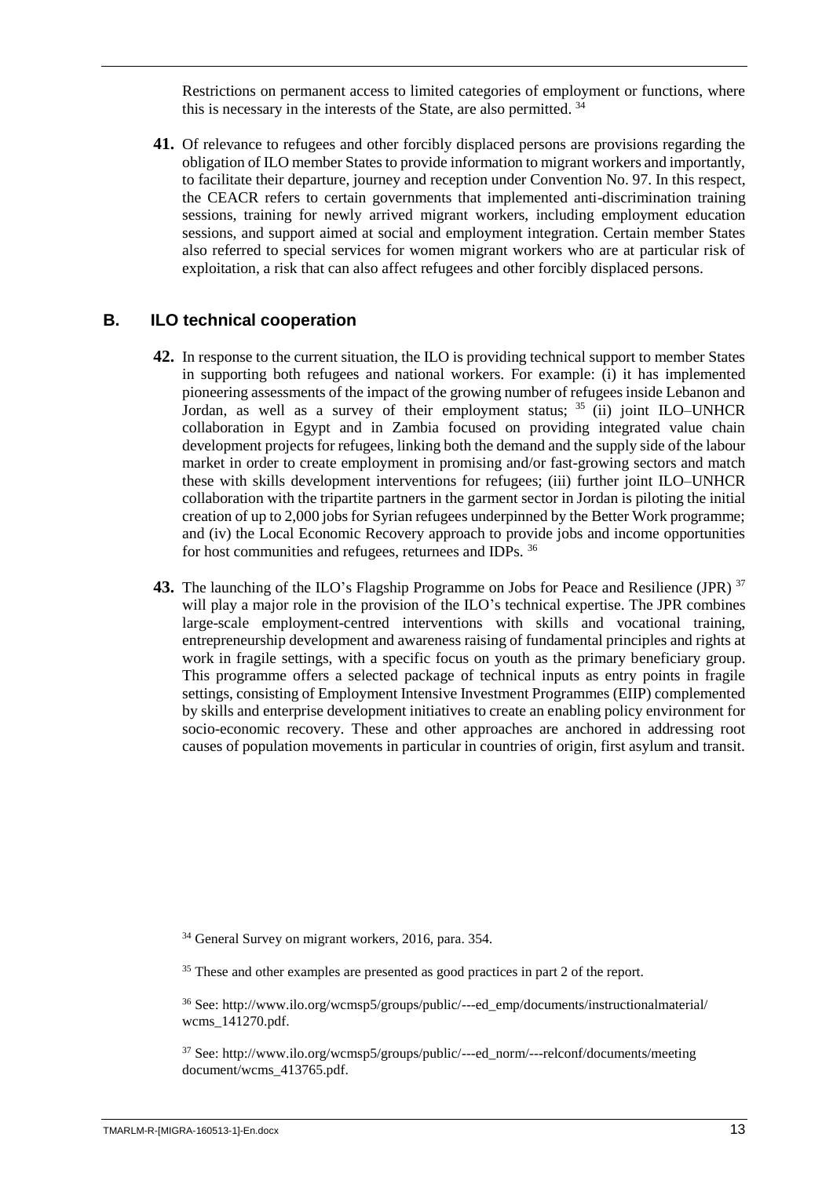Restrictions on permanent access to limited categories of employment or functions, where this is necessary in the interests of the State, are also permitted. [34]

**41.** Of relevance to refugees and other forcibly displaced persons are provisions regarding the obligation of ILO member States to provide information to migrant workers and importantly, to facilitate their departure, journey and reception under Convention No. 97. In this respect, the CEACR refers to certain governments that implemented anti-discrimination training sessions, training for newly arrived migrant workers, including employment education sessions, and support aimed at social and employment integration. Certain member States also referred to special services for women migrant workers who are at particular risk of exploitation, a risk that can also affect refugees and other forcibly displaced persons.

## B. ILO technical cooperation

**42.** In response to the current situation, the ILO is providing technical support to member States in supporting both refugees and national workers. For example: (i) it has implemented pioneering assessments of the impact of the growing number of refugees inside Lebanon and Jordan, as well as a survey of their employment status; [35] (ii) joint ILO–UNHCR collaboration in Egypt and in Zambia focused on providing integrated value chain development projects for refugees, linking both the demand and the supply side of the labour market in order to create employment in promising and/or fast-growing sectors and match these with skills development interventions for refugees; (iii) further joint ILO–UNHCR collaboration with the tripartite partners in the garment sector in Jordan is piloting the initial creation of up to 2,000 jobs for Syrian refugees underpinned by the Better Work programme; and (iv) the Local Economic Recovery approach to provide jobs and income opportunities for host communities and refugees, returnees and IDPs. [36]

**43.** The launching of the ILO's Flagship Programme on Jobs for Peace and Resilience (JPR) [37] will play a major role in the provision of the ILO's technical expertise. The JPR combines large-scale employment-centred interventions with skills and vocational training, entrepreneurship development and awareness raising of fundamental principles and rights at work in fragile settings, with a specific focus on youth as the primary beneficiary group. This programme offers a selected package of technical inputs as entry points in fragile settings, consisting of Employment Intensive Investment Programmes (EIIP) complemented by skills and enterprise development initiatives to create an enabling policy environment for socio-economic recovery. These and other approaches are anchored in addressing root causes of population movements in particular in countries of origin, first asylum and transit.

[34] General Survey on migrant workers, 2016, para. 354.

[35] These and other examples are presented as good practices in part 2 of the report.

[36] See: http://www.ilo.org/wcmsp5/groups/public/---ed_emp/documents/instructionalmaterial/wcms_141270.pdf.

[37] See: http://www.ilo.org/wcmsp5/groups/public/---ed_norm/---relconf/documents/meetingdocument/wcms_413765.pdf.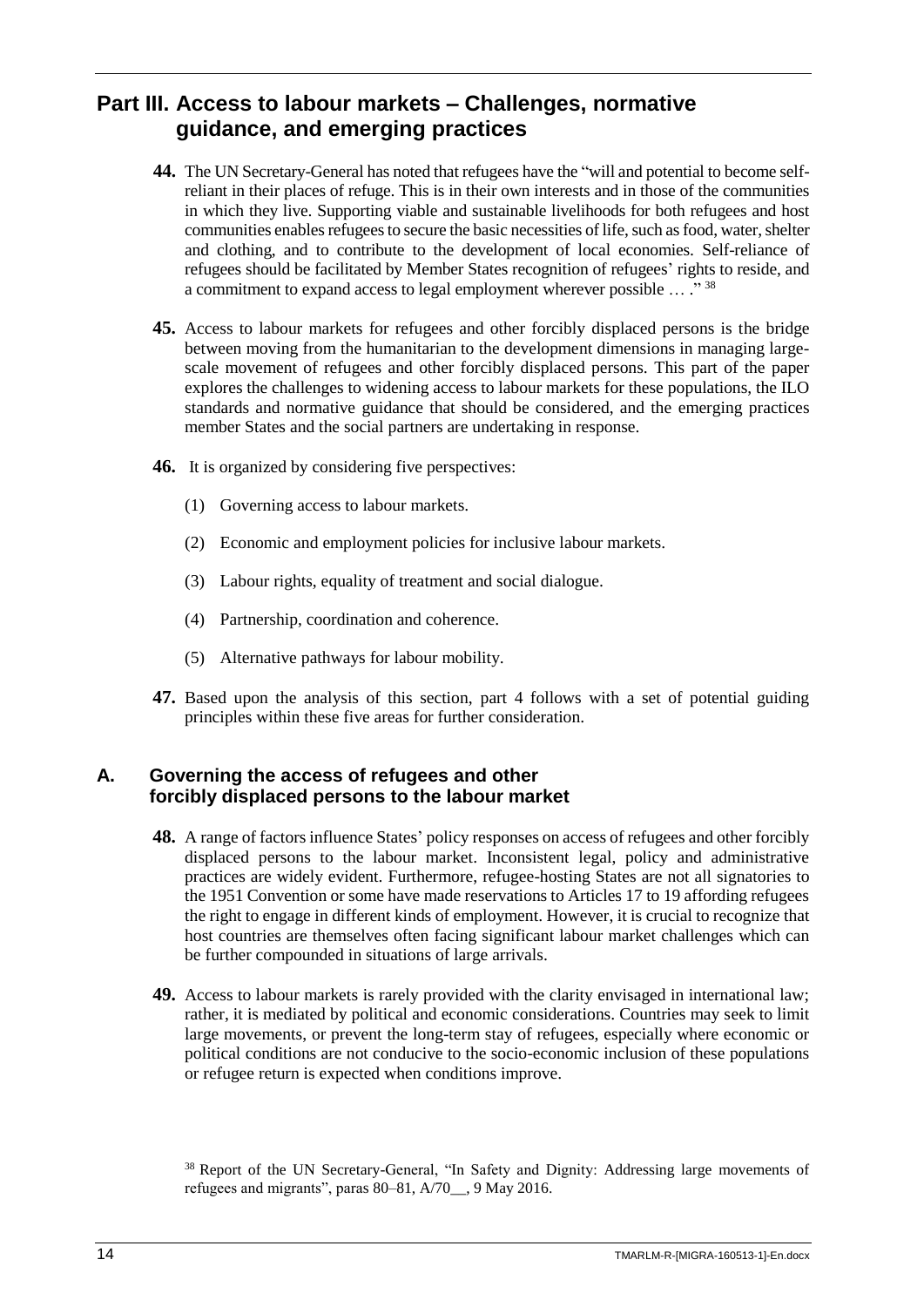# Part III. Access to labour markets – Challenges, normative guidance, and emerging practices

**44.** The UN Secretary-General has noted that refugees have the "will and potential to become self-reliant in their places of refuge. This is in their own interests and in those of the communities in which they live. Supporting viable and sustainable livelihoods for both refugees and host communities enables refugees to secure the basic necessities of life, such as food, water, shelter and clothing, and to contribute to the development of local economies. Self-reliance of refugees should be facilitated by Member States recognition of refugees' rights to reside, and a commitment to expand access to legal employment wherever possible … ." [38]

**45.** Access to labour markets for refugees and other forcibly displaced persons is the bridge between moving from the humanitarian to the development dimensions in managing large-scale movement of refugees and other forcibly displaced persons. This part of the paper explores the challenges to widening access to labour markets for these populations, the ILO standards and normative guidance that should be considered, and the emerging practices member States and the social partners are undertaking in response.

**46.** It is organized by considering five perspectives:

(1) Governing access to labour markets.

(2) Economic and employment policies for inclusive labour markets.

(3) Labour rights, equality of treatment and social dialogue.

(4) Partnership, coordination and coherence.

(5) Alternative pathways for labour mobility.

**47.** Based upon the analysis of this section, part 4 follows with a set of potential guiding principles within these five areas for further consideration.

## A. Governing the access of refugees and other forcibly displaced persons to the labour market

**48.** A range of factors influence States' policy responses on access of refugees and other forcibly displaced persons to the labour market. Inconsistent legal, policy and administrative practices are widely evident. Furthermore, refugee-hosting States are not all signatories to the 1951 Convention or some have made reservations to Articles 17 to 19 affording refugees the right to engage in different kinds of employment. However, it is crucial to recognize that host countries are themselves often facing significant labour market challenges which can be further compounded in situations of large arrivals.

**49.** Access to labour markets is rarely provided with the clarity envisaged in international law; rather, it is mediated by political and economic considerations. Countries may seek to limit large movements, or prevent the long-term stay of refugees, especially where economic or political conditions are not conducive to the socio-economic inclusion of these populations or refugee return is expected when conditions improve.

[38] Report of the UN Secretary-General, "In Safety and Dignity: Addressing large movements of refugees and migrants", paras 80–81, A/70__, 9 May 2016.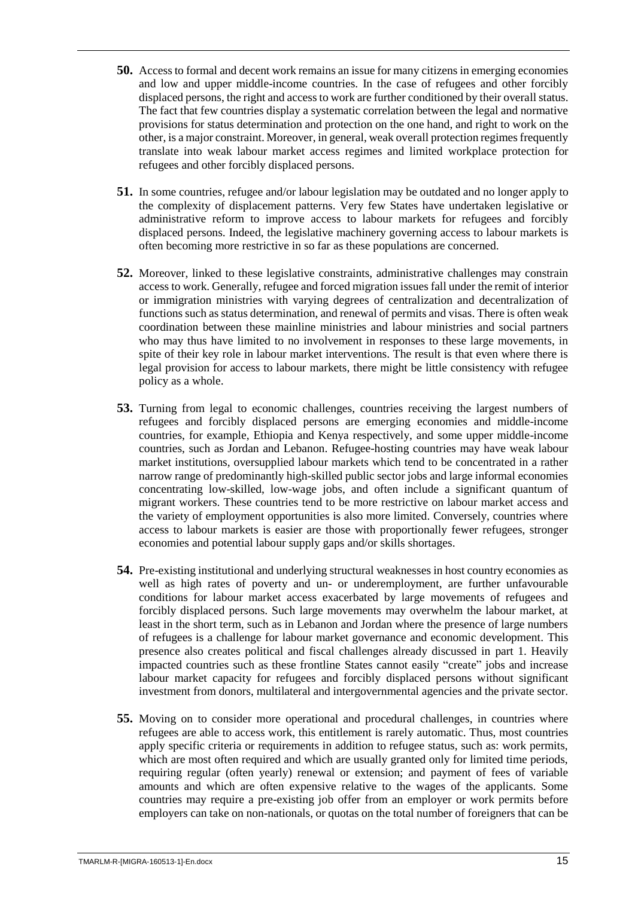**50.** Access to formal and decent work remains an issue for many citizens in emerging economies and low and upper middle-income countries. In the case of refugees and other forcibly displaced persons, the right and access to work are further conditioned by their overall status. The fact that few countries display a systematic correlation between the legal and normative provisions for status determination and protection on the one hand, and right to work on the other, is a major constraint. Moreover, in general, weak overall protection regimes frequently translate into weak labour market access regimes and limited workplace protection for refugees and other forcibly displaced persons.

**51.** In some countries, refugee and/or labour legislation may be outdated and no longer apply to the complexity of displacement patterns. Very few States have undertaken legislative or administrative reform to improve access to labour markets for refugees and forcibly displaced persons. Indeed, the legislative machinery governing access to labour markets is often becoming more restrictive in so far as these populations are concerned.

**52.** Moreover, linked to these legislative constraints, administrative challenges may constrain access to work. Generally, refugee and forced migration issues fall under the remit of interior or immigration ministries with varying degrees of centralization and decentralization of functions such as status determination, and renewal of permits and visas. There is often weak coordination between these mainline ministries and labour ministries and social partners who may thus have limited to no involvement in responses to these large movements, in spite of their key role in labour market interventions. The result is that even where there is legal provision for access to labour markets, there might be little consistency with refugee policy as a whole.

**53.** Turning from legal to economic challenges, countries receiving the largest numbers of refugees and forcibly displaced persons are emerging economies and middle-income countries, for example, Ethiopia and Kenya respectively, and some upper middle-income countries, such as Jordan and Lebanon. Refugee-hosting countries may have weak labour market institutions, oversupplied labour markets which tend to be concentrated in a rather narrow range of predominantly high-skilled public sector jobs and large informal economies concentrating low-skilled, low-wage jobs, and often include a significant quantum of migrant workers. These countries tend to be more restrictive on labour market access and the variety of employment opportunities is also more limited. Conversely, countries where access to labour markets is easier are those with proportionally fewer refugees, stronger economies and potential labour supply gaps and/or skills shortages.

**54.** Pre-existing institutional and underlying structural weaknesses in host country economies as well as high rates of poverty and un- or underemployment, are further unfavourable conditions for labour market access exacerbated by large movements of refugees and forcibly displaced persons. Such large movements may overwhelm the labour market, at least in the short term, such as in Lebanon and Jordan where the presence of large numbers of refugees is a challenge for labour market governance and economic development. This presence also creates political and fiscal challenges already discussed in part 1. Heavily impacted countries such as these frontline States cannot easily "create" jobs and increase labour market capacity for refugees and forcibly displaced persons without significant investment from donors, multilateral and intergovernmental agencies and the private sector.

**55.** Moving on to consider more operational and procedural challenges, in countries where refugees are able to access work, this entitlement is rarely automatic. Thus, most countries apply specific criteria or requirements in addition to refugee status, such as: work permits, which are most often required and which are usually granted only for limited time periods, requiring regular (often yearly) renewal or extension; and payment of fees of variable amounts and which are often expensive relative to the wages of the applicants. Some countries may require a pre-existing job offer from an employer or work permits before employers can take on non-nationals, or quotas on the total number of foreigners that can be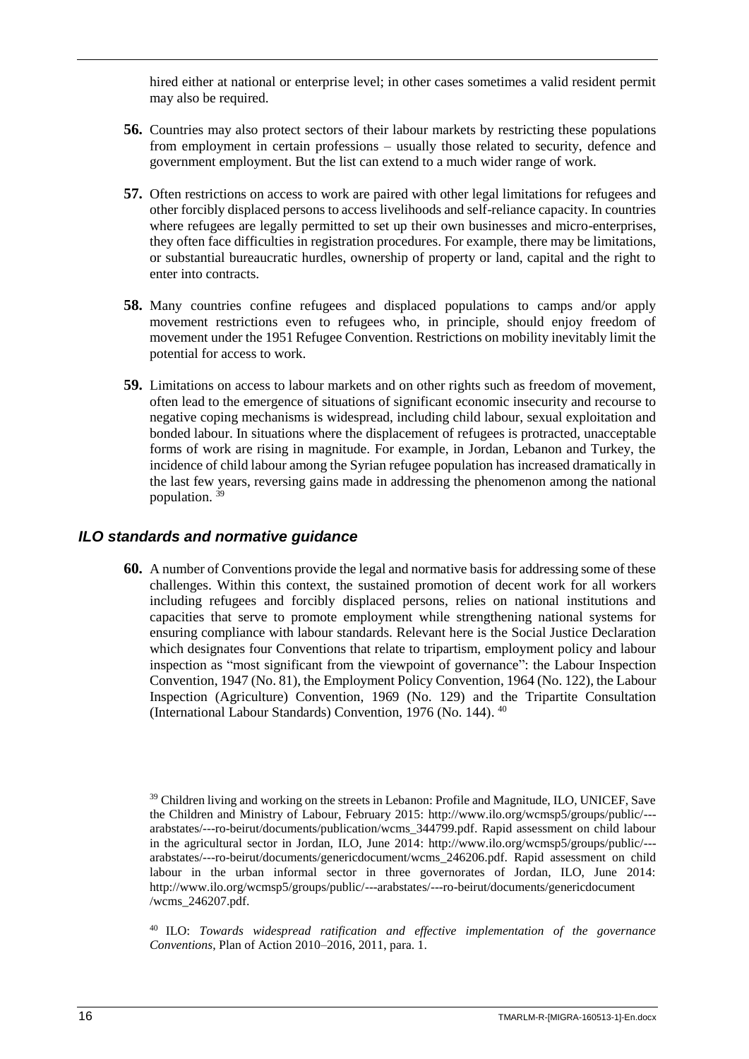hired either at national or enterprise level; in other cases sometimes a valid resident permit may also be required.

**56.** Countries may also protect sectors of their labour markets by restricting these populations from employment in certain professions – usually those related to security, defence and government employment. But the list can extend to a much wider range of work.

**57.** Often restrictions on access to work are paired with other legal limitations for refugees and other forcibly displaced persons to access livelihoods and self-reliance capacity. In countries where refugees are legally permitted to set up their own businesses and micro-enterprises, they often face difficulties in registration procedures. For example, there may be limitations, or substantial bureaucratic hurdles, ownership of property or land, capital and the right to enter into contracts.

**58.** Many countries confine refugees and displaced populations to camps and/or apply movement restrictions even to refugees who, in principle, should enjoy freedom of movement under the 1951 Refugee Convention. Restrictions on mobility inevitably limit the potential for access to work.

**59.** Limitations on access to labour markets and on other rights such as freedom of movement, often lead to the emergence of situations of significant economic insecurity and recourse to negative coping mechanisms is widespread, including child labour, sexual exploitation and bonded labour. In situations where the displacement of refugees is protracted, unacceptable forms of work are rising in magnitude. For example, in Jordan, Lebanon and Turkey, the incidence of child labour among the Syrian refugee population has increased dramatically in the last few years, reversing gains made in addressing the phenomenon among the national population. [39]

### *ILO standards and normative guidance*

**60.** A number of Conventions provide the legal and normative basis for addressing some of these challenges. Within this context, the sustained promotion of decent work for all workers including refugees and forcibly displaced persons, relies on national institutions and capacities that serve to promote employment while strengthening national systems for ensuring compliance with labour standards. Relevant here is the Social Justice Declaration which designates four Conventions that relate to tripartism, employment policy and labour inspection as "most significant from the viewpoint of governance": the Labour Inspection Convention, 1947 (No. 81), the Employment Policy Convention, 1964 (No. 122), the Labour Inspection (Agriculture) Convention, 1969 (No. 129) and the Tripartite Consultation (International Labour Standards) Convention, 1976 (No. 144). [40]

[39] Children living and working on the streets in Lebanon: Profile and Magnitude, ILO, UNICEF, Save the Children and Ministry of Labour, February 2015: http://www.ilo.org/wcmsp5/groups/public/---arabstates/---ro-beirut/documents/publication/wcms_344799.pdf. Rapid assessment on child labour in the agricultural sector in Jordan, ILO, June 2014: http://www.ilo.org/wcmsp5/groups/public/---arabstates/---ro-beirut/documents/genericdocument/wcms_246206.pdf. Rapid assessment on child labour in the urban informal sector in three governorates of Jordan, ILO, June 2014: http://www.ilo.org/wcmsp5/groups/public/---arabstates/---ro-beirut/documents/genericdocument/wcms_246207.pdf.

[40] ILO: *Towards widespread ratification and effective implementation of the governance Conventions*, Plan of Action 2010–2016, 2011, para. 1.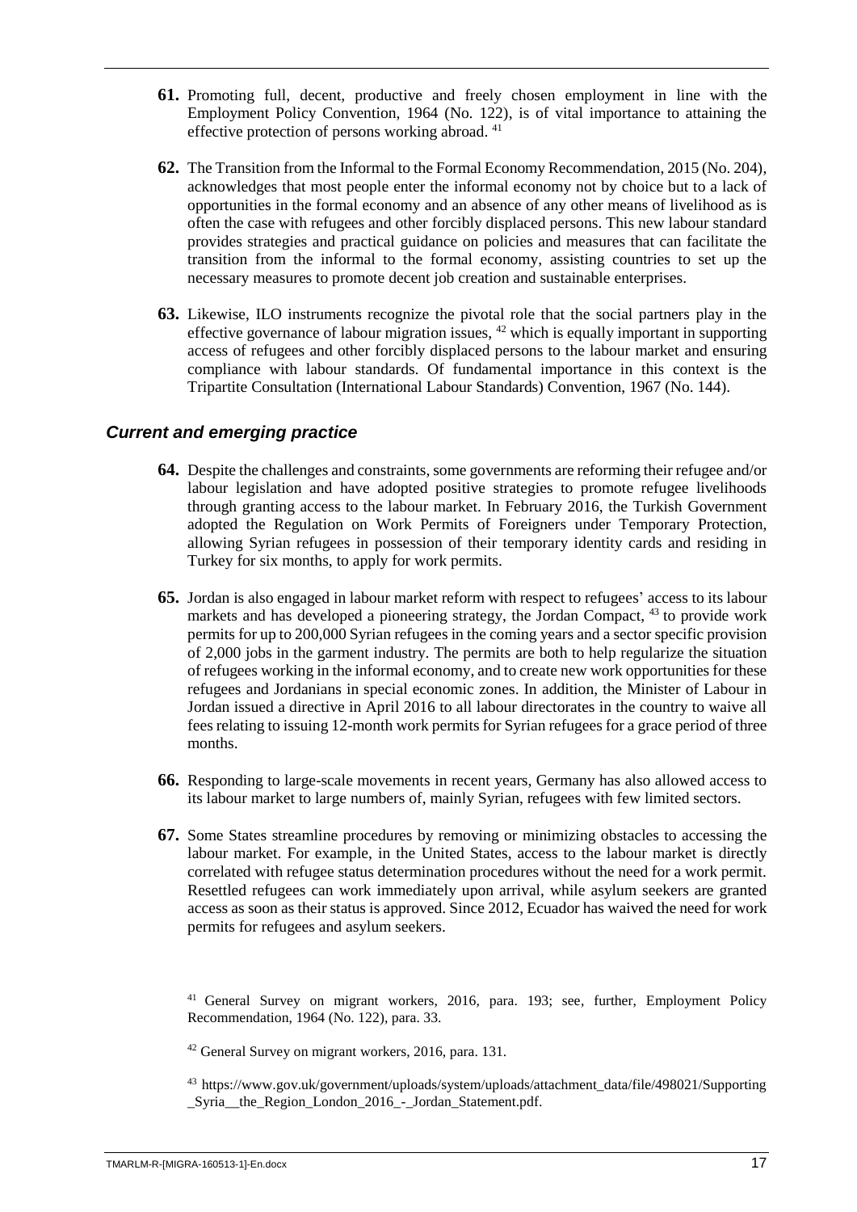**61.** Promoting full, decent, productive and freely chosen employment in line with the Employment Policy Convention, 1964 (No. 122), is of vital importance to attaining the effective protection of persons working abroad. [41]

**62.** The Transition from the Informal to the Formal Economy Recommendation, 2015 (No. 204), acknowledges that most people enter the informal economy not by choice but to a lack of opportunities in the formal economy and an absence of any other means of livelihood as is often the case with refugees and other forcibly displaced persons. This new labour standard provides strategies and practical guidance on policies and measures that can facilitate the transition from the informal to the formal economy, assisting countries to set up the necessary measures to promote decent job creation and sustainable enterprises.

**63.** Likewise, ILO instruments recognize the pivotal role that the social partners play in the effective governance of labour migration issues, [42] which is equally important in supporting access of refugees and other forcibly displaced persons to the labour market and ensuring compliance with labour standards. Of fundamental importance in this context is the Tripartite Consultation (International Labour Standards) Convention, 1967 (No. 144).

### *Current and emerging practice*

**64.** Despite the challenges and constraints, some governments are reforming their refugee and/or labour legislation and have adopted positive strategies to promote refugee livelihoods through granting access to the labour market. In February 2016, the Turkish Government adopted the Regulation on Work Permits of Foreigners under Temporary Protection, allowing Syrian refugees in possession of their temporary identity cards and residing in Turkey for six months, to apply for work permits.

**65.** Jordan is also engaged in labour market reform with respect to refugees' access to its labour markets and has developed a pioneering strategy, the Jordan Compact, [43] to provide work permits for up to 200,000 Syrian refugees in the coming years and a sector specific provision of 2,000 jobs in the garment industry. The permits are both to help regularize the situation of refugees working in the informal economy, and to create new work opportunities for these refugees and Jordanians in special economic zones. In addition, the Minister of Labour in Jordan issued a directive in April 2016 to all labour directorates in the country to waive all fees relating to issuing 12-month work permits for Syrian refugees for a grace period of three months.

**66.** Responding to large-scale movements in recent years, Germany has also allowed access to its labour market to large numbers of, mainly Syrian, refugees with few limited sectors.

**67.** Some States streamline procedures by removing or minimizing obstacles to accessing the labour market. For example, in the United States, access to the labour market is directly correlated with refugee status determination procedures without the need for a work permit. Resettled refugees can work immediately upon arrival, while asylum seekers are granted access as soon as their status is approved. Since 2012, Ecuador has waived the need for work permits for refugees and asylum seekers.

[41] General Survey on migrant workers, 2016, para. 193; see, further, Employment Policy Recommendation, 1964 (No. 122), para. 33.

[42] General Survey on migrant workers, 2016, para. 131.

[43] https://www.gov.uk/government/uploads/system/uploads/attachment_data/file/498021/Supporting_Syria__the_Region_London_2016_-_Jordan_Statement.pdf.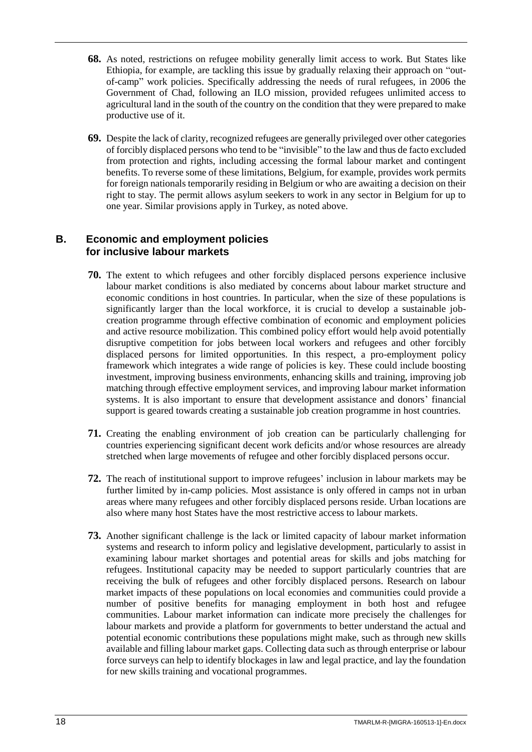**68.** As noted, restrictions on refugee mobility generally limit access to work. But States like Ethiopia, for example, are tackling this issue by gradually relaxing their approach on "out-of-camp" work policies. Specifically addressing the needs of rural refugees, in 2006 the Government of Chad, following an ILO mission, provided refugees unlimited access to agricultural land in the south of the country on the condition that they were prepared to make productive use of it.

**69.** Despite the lack of clarity, recognized refugees are generally privileged over other categories of forcibly displaced persons who tend to be "invisible" to the law and thus de facto excluded from protection and rights, including accessing the formal labour market and contingent benefits. To reverse some of these limitations, Belgium, for example, provides work permits for foreign nationals temporarily residing in Belgium or who are awaiting a decision on their right to stay. The permit allows asylum seekers to work in any sector in Belgium for up to one year. Similar provisions apply in Turkey, as noted above.

## B. Economic and employment policies for inclusive labour markets

**70.** The extent to which refugees and other forcibly displaced persons experience inclusive labour market conditions is also mediated by concerns about labour market structure and economic conditions in host countries. In particular, when the size of these populations is significantly larger than the local workforce, it is crucial to develop a sustainable job-creation programme through effective combination of economic and employment policies and active resource mobilization. This combined policy effort would help avoid potentially disruptive competition for jobs between local workers and refugees and other forcibly displaced persons for limited opportunities. In this respect, a pro-employment policy framework which integrates a wide range of policies is key. These could include boosting investment, improving business environments, enhancing skills and training, improving job matching through effective employment services, and improving labour market information systems. It is also important to ensure that development assistance and donors' financial support is geared towards creating a sustainable job creation programme in host countries.

**71.** Creating the enabling environment of job creation can be particularly challenging for countries experiencing significant decent work deficits and/or whose resources are already stretched when large movements of refugee and other forcibly displaced persons occur.

**72.** The reach of institutional support to improve refugees' inclusion in labour markets may be further limited by in-camp policies. Most assistance is only offered in camps not in urban areas where many refugees and other forcibly displaced persons reside. Urban locations are also where many host States have the most restrictive access to labour markets.

**73.** Another significant challenge is the lack or limited capacity of labour market information systems and research to inform policy and legislative development, particularly to assist in examining labour market shortages and potential areas for skills and jobs matching for refugees. Institutional capacity may be needed to support particularly countries that are receiving the bulk of refugees and other forcibly displaced persons. Research on labour market impacts of these populations on local economies and communities could provide a number of positive benefits for managing employment in both host and refugee communities. Labour market information can indicate more precisely the challenges for labour markets and provide a platform for governments to better understand the actual and potential economic contributions these populations might make, such as through new skills available and filling labour market gaps. Collecting data such as through enterprise or labour force surveys can help to identify blockages in law and legal practice, and lay the foundation for new skills training and vocational programmes.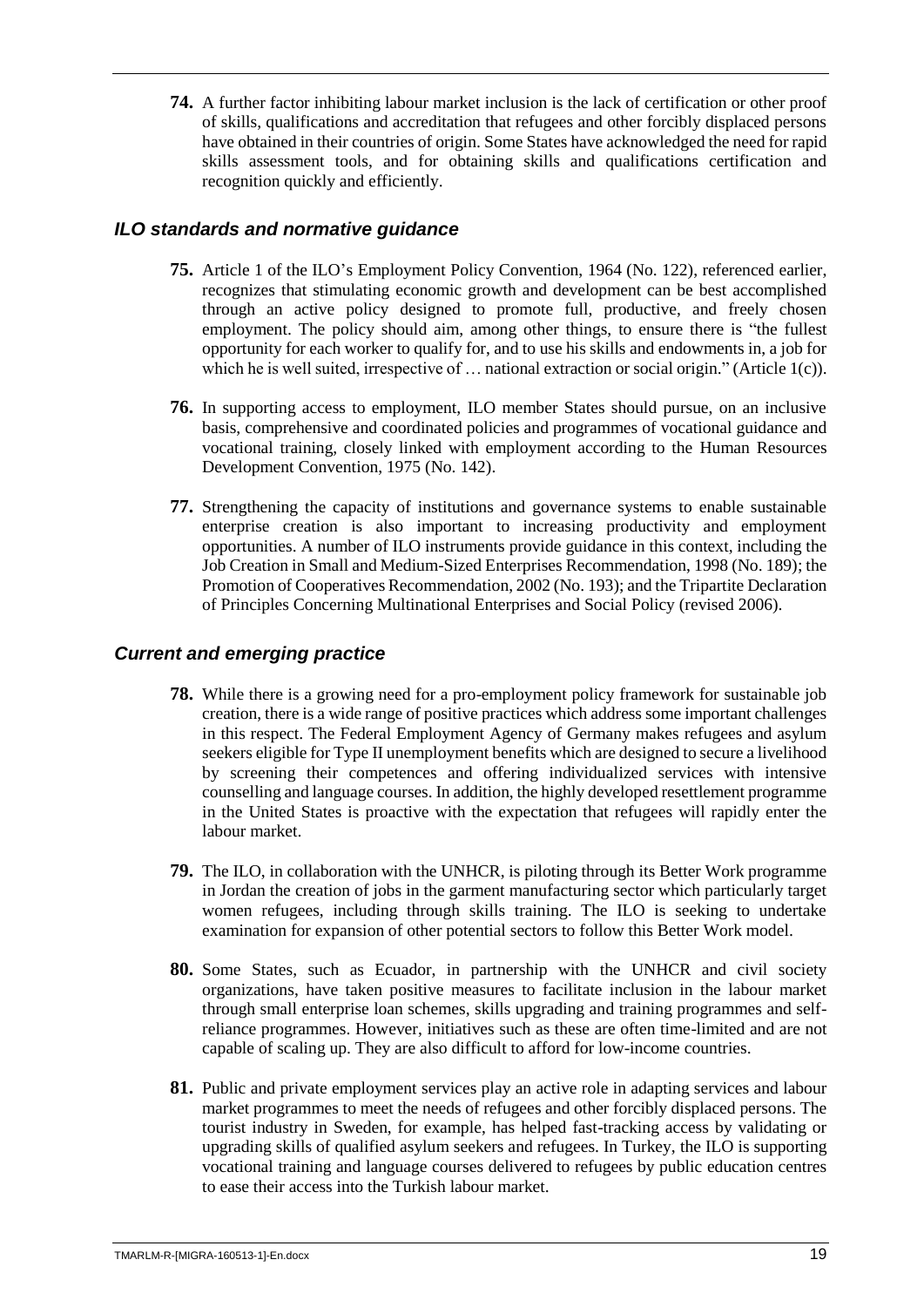**74.** A further factor inhibiting labour market inclusion is the lack of certification or other proof of skills, qualifications and accreditation that refugees and other forcibly displaced persons have obtained in their countries of origin. Some States have acknowledged the need for rapid skills assessment tools, and for obtaining skills and qualifications certification and recognition quickly and efficiently.

### *ILO standards and normative guidance*

**75.** Article 1 of the ILO's Employment Policy Convention, 1964 (No. 122), referenced earlier, recognizes that stimulating economic growth and development can be best accomplished through an active policy designed to promote full, productive, and freely chosen employment. The policy should aim, among other things, to ensure there is "the fullest opportunity for each worker to qualify for, and to use his skills and endowments in, a job for which he is well suited, irrespective of … national extraction or social origin." (Article 1(c)).

**76.** In supporting access to employment, ILO member States should pursue, on an inclusive basis, comprehensive and coordinated policies and programmes of vocational guidance and vocational training, closely linked with employment according to the Human Resources Development Convention, 1975 (No. 142).

**77.** Strengthening the capacity of institutions and governance systems to enable sustainable enterprise creation is also important to increasing productivity and employment opportunities. A number of ILO instruments provide guidance in this context, including the Job Creation in Small and Medium-Sized Enterprises Recommendation, 1998 (No. 189); the Promotion of Cooperatives Recommendation, 2002 (No. 193); and the Tripartite Declaration of Principles Concerning Multinational Enterprises and Social Policy (revised 2006).

### *Current and emerging practice*

**78.** While there is a growing need for a pro-employment policy framework for sustainable job creation, there is a wide range of positive practices which address some important challenges in this respect. The Federal Employment Agency of Germany makes refugees and asylum seekers eligible for Type II unemployment benefits which are designed to secure a livelihood by screening their competences and offering individualized services with intensive counselling and language courses. In addition, the highly developed resettlement programme in the United States is proactive with the expectation that refugees will rapidly enter the labour market.

**79.** The ILO, in collaboration with the UNHCR, is piloting through its Better Work programme in Jordan the creation of jobs in the garment manufacturing sector which particularly target women refugees, including through skills training. The ILO is seeking to undertake examination for expansion of other potential sectors to follow this Better Work model.

**80.** Some States, such as Ecuador, in partnership with the UNHCR and civil society organizations, have taken positive measures to facilitate inclusion in the labour market through small enterprise loan schemes, skills upgrading and training programmes and self-reliance programmes. However, initiatives such as these are often time-limited and are not capable of scaling up. They are also difficult to afford for low-income countries.

**81.** Public and private employment services play an active role in adapting services and labour market programmes to meet the needs of refugees and other forcibly displaced persons. The tourist industry in Sweden, for example, has helped fast-tracking access by validating or upgrading skills of qualified asylum seekers and refugees. In Turkey, the ILO is supporting vocational training and language courses delivered to refugees by public education centres to ease their access into the Turkish labour market.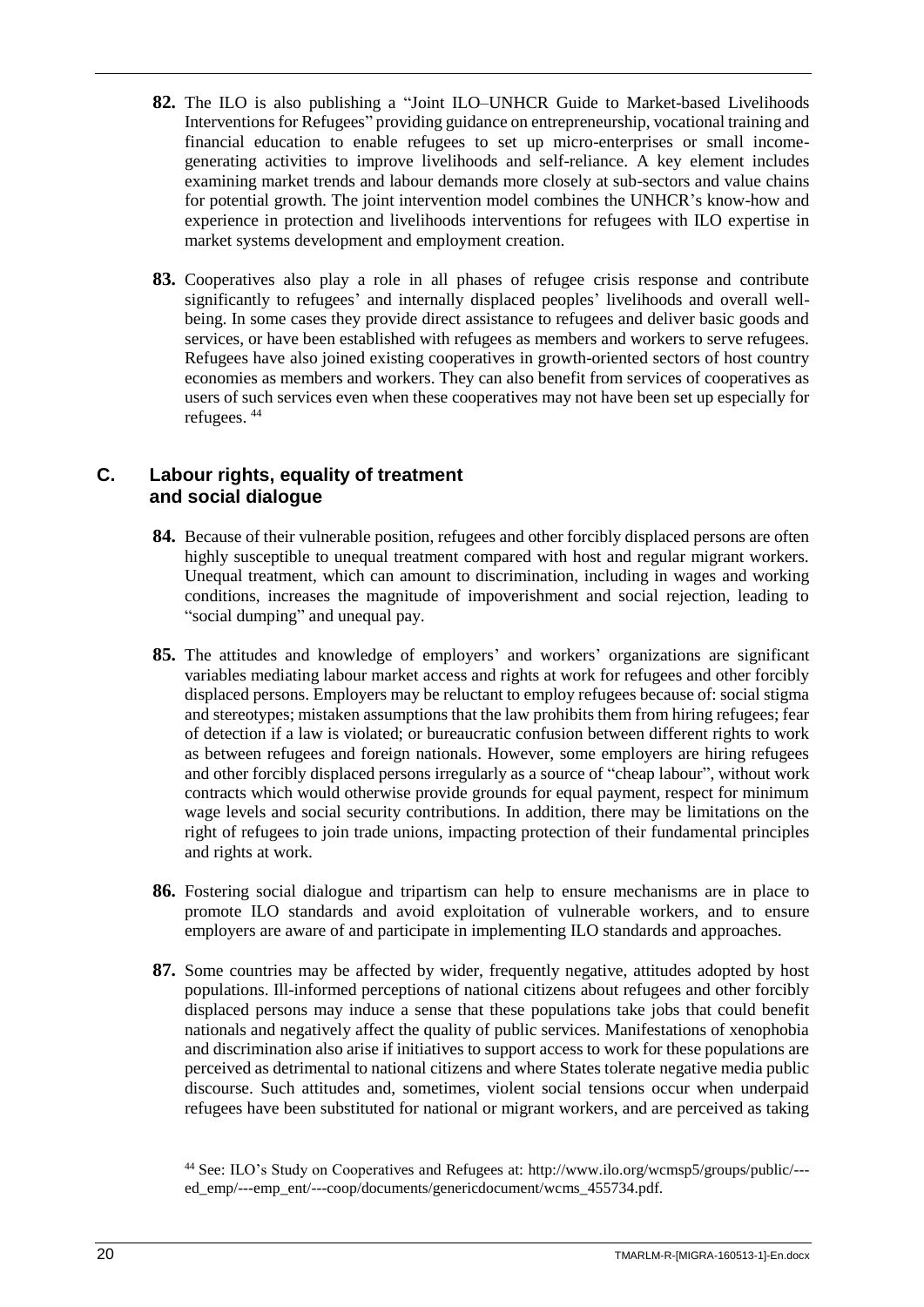**82.** The ILO is also publishing a "Joint ILO–UNHCR Guide to Market-based Livelihoods Interventions for Refugees" providing guidance on entrepreneurship, vocational training and financial education to enable refugees to set up micro-enterprises or small income-generating activities to improve livelihoods and self-reliance. A key element includes examining market trends and labour demands more closely at sub-sectors and value chains for potential growth. The joint intervention model combines the UNHCR's know-how and experience in protection and livelihoods interventions for refugees with ILO expertise in market systems development and employment creation.

**83.** Cooperatives also play a role in all phases of refugee crisis response and contribute significantly to refugees' and internally displaced peoples' livelihoods and overall well-being. In some cases they provide direct assistance to refugees and deliver basic goods and services, or have been established with refugees as members and workers to serve refugees. Refugees have also joined existing cooperatives in growth-oriented sectors of host country economies as members and workers. They can also benefit from services of cooperatives as users of such services even when these cooperatives may not have been set up especially for refugees. [44]

## C. Labour rights, equality of treatment and social dialogue

**84.** Because of their vulnerable position, refugees and other forcibly displaced persons are often highly susceptible to unequal treatment compared with host and regular migrant workers. Unequal treatment, which can amount to discrimination, including in wages and working conditions, increases the magnitude of impoverishment and social rejection, leading to "social dumping" and unequal pay.

**85.** The attitudes and knowledge of employers' and workers' organizations are significant variables mediating labour market access and rights at work for refugees and other forcibly displaced persons. Employers may be reluctant to employ refugees because of: social stigma and stereotypes; mistaken assumptions that the law prohibits them from hiring refugees; fear of detection if a law is violated; or bureaucratic confusion between different rights to work as between refugees and foreign nationals. However, some employers are hiring refugees and other forcibly displaced persons irregularly as a source of "cheap labour", without work contracts which would otherwise provide grounds for equal payment, respect for minimum wage levels and social security contributions. In addition, there may be limitations on the right of refugees to join trade unions, impacting protection of their fundamental principles and rights at work.

**86.** Fostering social dialogue and tripartism can help to ensure mechanisms are in place to promote ILO standards and avoid exploitation of vulnerable workers, and to ensure employers are aware of and participate in implementing ILO standards and approaches.

**87.** Some countries may be affected by wider, frequently negative, attitudes adopted by host populations. Ill-informed perceptions of national citizens about refugees and other forcibly displaced persons may induce a sense that these populations take jobs that could benefit nationals and negatively affect the quality of public services. Manifestations of xenophobia and discrimination also arise if initiatives to support access to work for these populations are perceived as detrimental to national citizens and where States tolerate negative media public discourse. Such attitudes and, sometimes, violent social tensions occur when underpaid refugees have been substituted for national or migrant workers, and are perceived as taking

[44] See: ILO's Study on Cooperatives and Refugees at: http://www.ilo.org/wcmsp5/groups/public/---ed_emp/---emp_ent/---coop/documents/genericdocument/wcms_455734.pdf.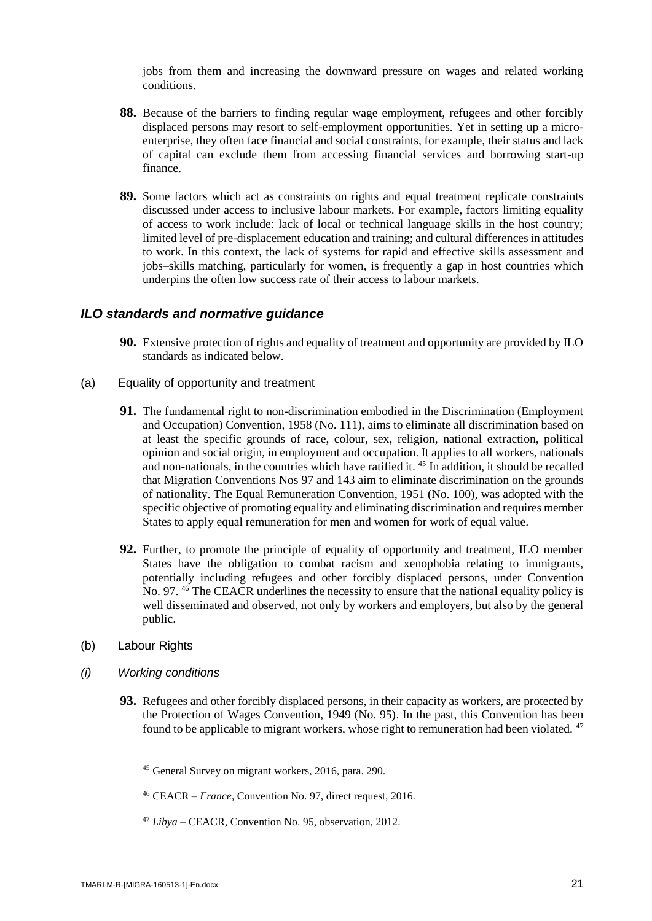jobs from them and increasing the downward pressure on wages and related working conditions.

**88.** Because of the barriers to finding regular wage employment, refugees and other forcibly displaced persons may resort to self-employment opportunities. Yet in setting up a micro-enterprise, they often face financial and social constraints, for example, their status and lack of capital can exclude them from accessing financial services and borrowing start-up finance.

**89.** Some factors which act as constraints on rights and equal treatment replicate constraints discussed under access to inclusive labour markets. For example, factors limiting equality of access to work include: lack of local or technical language skills in the host country; limited level of pre-displacement education and training; and cultural differences in attitudes to work. In this context, the lack of systems for rapid and effective skills assessment and jobs–skills matching, particularly for women, is frequently a gap in host countries which underpins the often low success rate of their access to labour markets.

### *ILO standards and normative guidance*

**90.** Extensive protection of rights and equality of treatment and opportunity are provided by ILO standards as indicated below.

(a) Equality of opportunity and treatment

**91.** The fundamental right to non-discrimination embodied in the Discrimination (Employment and Occupation) Convention, 1958 (No. 111), aims to eliminate all discrimination based on at least the specific grounds of race, colour, sex, religion, national extraction, political opinion and social origin, in employment and occupation. It applies to all workers, nationals and non-nationals, in the countries which have ratified it. [45] In addition, it should be recalled that Migration Conventions Nos 97 and 143 aim to eliminate discrimination on the grounds of nationality. The Equal Remuneration Convention, 1951 (No. 100), was adopted with the specific objective of promoting equality and eliminating discrimination and requires member States to apply equal remuneration for men and women for work of equal value.

**92.** Further, to promote the principle of equality of opportunity and treatment, ILO member States have the obligation to combat racism and xenophobia relating to immigrants, potentially including refugees and other forcibly displaced persons, under Convention No. 97. [46] The CEACR underlines the necessity to ensure that the national equality policy is well disseminated and observed, not only by workers and employers, but also by the general public.

(b) Labour Rights

*(i) Working conditions*

**93.** Refugees and other forcibly displaced persons, in their capacity as workers, are protected by the Protection of Wages Convention, 1949 (No. 95). In the past, this Convention has been found to be applicable to migrant workers, whose right to remuneration had been violated. [47]

[45] General Survey on migrant workers, 2016, para. 290.

[46] CEACR – *France*, Convention No. 97, direct request, 2016.

[47] *Libya* – CEACR, Convention No. 95, observation, 2012.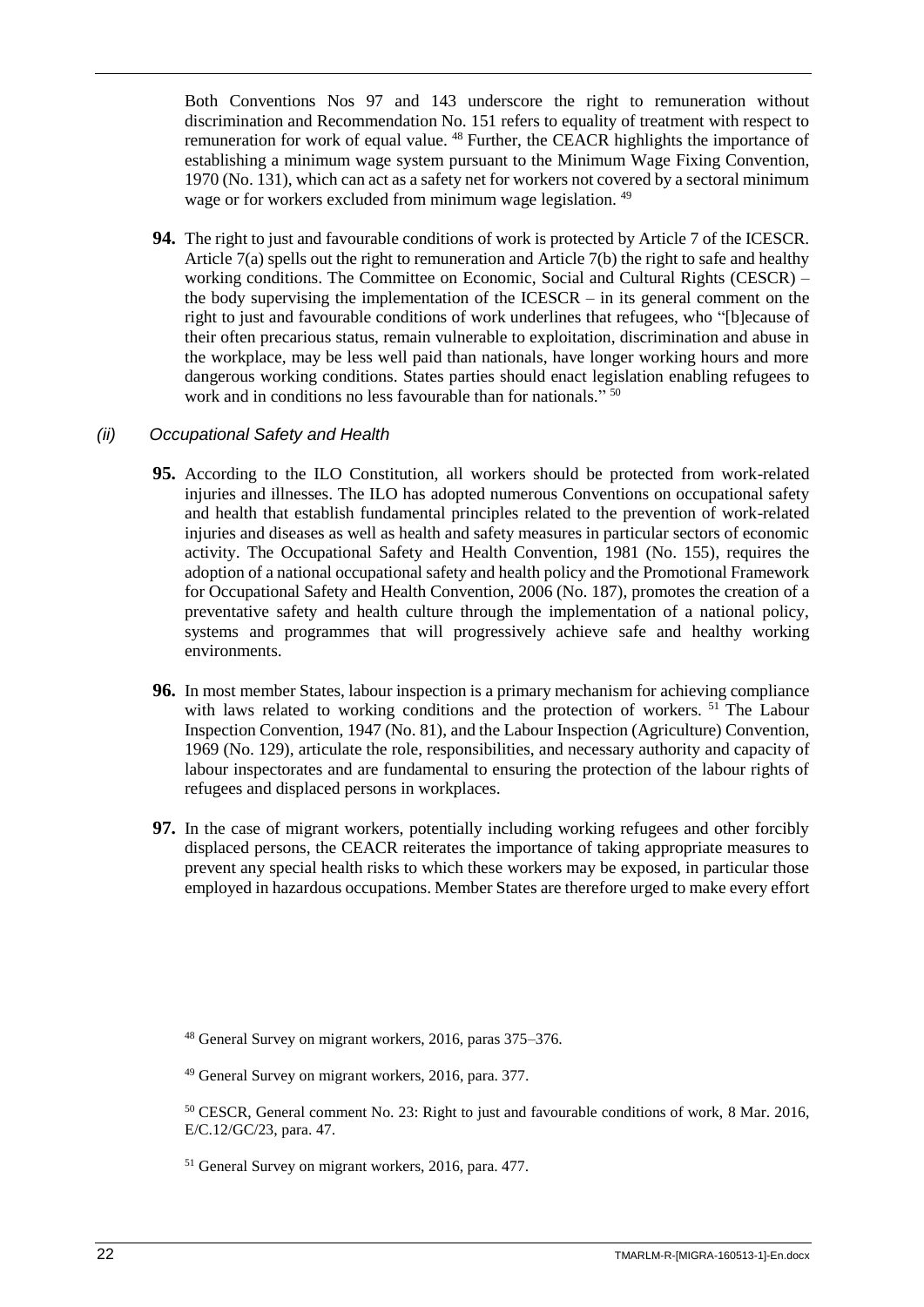Both Conventions Nos 97 and 143 underscore the right to remuneration without discrimination and Recommendation No. 151 refers to equality of treatment with respect to remuneration for work of equal value. [48] Further, the CEACR highlights the importance of establishing a minimum wage system pursuant to the Minimum Wage Fixing Convention, 1970 (No. 131), which can act as a safety net for workers not covered by a sectoral minimum wage or for workers excluded from minimum wage legislation. [49]

**94.** The right to just and favourable conditions of work is protected by Article 7 of the ICESCR. Article 7(a) spells out the right to remuneration and Article 7(b) the right to safe and healthy working conditions. The Committee on Economic, Social and Cultural Rights (CESCR) – the body supervising the implementation of the ICESCR – in its general comment on the right to just and favourable conditions of work underlines that refugees, who "[b]ecause of their often precarious status, remain vulnerable to exploitation, discrimination and abuse in the workplace, may be less well paid than nationals, have longer working hours and more dangerous working conditions. States parties should enact legislation enabling refugees to work and in conditions no less favourable than for nationals." [50]

### *(ii) Occupational Safety and Health*

**95.** According to the ILO Constitution, all workers should be protected from work-related injuries and illnesses. The ILO has adopted numerous Conventions on occupational safety and health that establish fundamental principles related to the prevention of work-related injuries and diseases as well as health and safety measures in particular sectors of economic activity. The Occupational Safety and Health Convention, 1981 (No. 155), requires the adoption of a national occupational safety and health policy and the Promotional Framework for Occupational Safety and Health Convention, 2006 (No. 187), promotes the creation of a preventative safety and health culture through the implementation of a national policy, systems and programmes that will progressively achieve safe and healthy working environments.

**96.** In most member States, labour inspection is a primary mechanism for achieving compliance with laws related to working conditions and the protection of workers. [51] The Labour Inspection Convention, 1947 (No. 81), and the Labour Inspection (Agriculture) Convention, 1969 (No. 129), articulate the role, responsibilities, and necessary authority and capacity of labour inspectorates and are fundamental to ensuring the protection of the labour rights of refugees and displaced persons in workplaces.

**97.** In the case of migrant workers, potentially including working refugees and other forcibly displaced persons, the CEACR reiterates the importance of taking appropriate measures to prevent any special health risks to which these workers may be exposed, in particular those employed in hazardous occupations. Member States are therefore urged to make every effort

[48] General Survey on migrant workers, 2016, paras 375–376.

[49] General Survey on migrant workers, 2016, para. 377.

[50] CESCR, General comment No. 23: Right to just and favourable conditions of work, 8 Mar. 2016, E/C.12/GC/23, para. 47.

[51] General Survey on migrant workers, 2016, para. 477.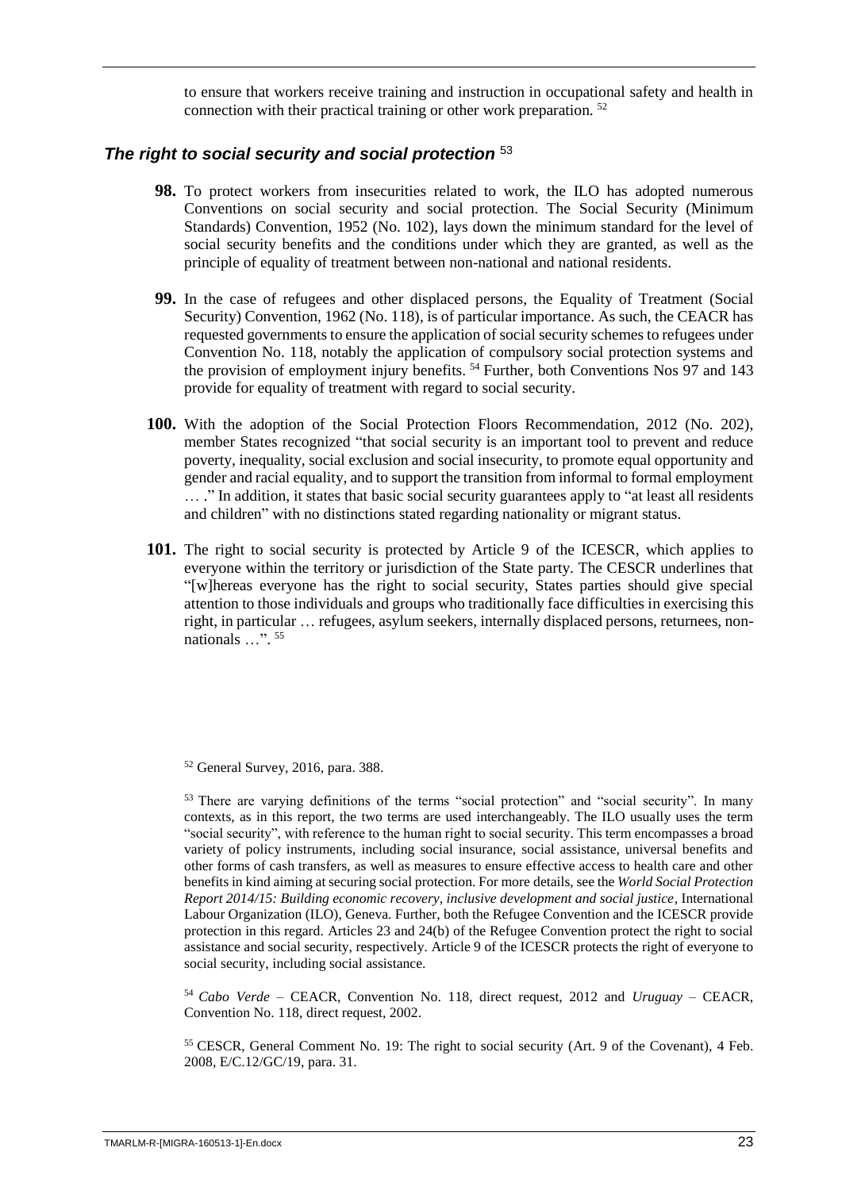to ensure that workers receive training and instruction in occupational safety and health in connection with their practical training or other work preparation. [52]

### *The right to social security and social protection* [53]

**98.** To protect workers from insecurities related to work, the ILO has adopted numerous Conventions on social security and social protection. The Social Security (Minimum Standards) Convention, 1952 (No. 102), lays down the minimum standard for the level of social security benefits and the conditions under which they are granted, as well as the principle of equality of treatment between non-national and national residents.

**99.** In the case of refugees and other displaced persons, the Equality of Treatment (Social Security) Convention, 1962 (No. 118), is of particular importance. As such, the CEACR has requested governments to ensure the application of social security schemes to refugees under Convention No. 118, notably the application of compulsory social protection systems and the provision of employment injury benefits. [54] Further, both Conventions Nos 97 and 143 provide for equality of treatment with regard to social security.

**100.** With the adoption of the Social Protection Floors Recommendation, 2012 (No. 202), member States recognized "that social security is an important tool to prevent and reduce poverty, inequality, social exclusion and social insecurity, to promote equal opportunity and gender and racial equality, and to support the transition from informal to formal employment … ." In addition, it states that basic social security guarantees apply to "at least all residents and children" with no distinctions stated regarding nationality or migrant status.

**101.** The right to social security is protected by Article 9 of the ICESCR, which applies to everyone within the territory or jurisdiction of the State party. The CESCR underlines that "[w]hereas everyone has the right to social security, States parties should give special attention to those individuals and groups who traditionally face difficulties in exercising this right, in particular … refugees, asylum seekers, internally displaced persons, returnees, non-nationals …". [55]

---

[52] General Survey, 2016, para. 388.

[53] There are varying definitions of the terms "social protection" and "social security". In many contexts, as in this report, the two terms are used interchangeably. The ILO usually uses the term "social security", with reference to the human right to social security. This term encompasses a broad variety of policy instruments, including social insurance, social assistance, universal benefits and other forms of cash transfers, as well as measures to ensure effective access to health care and other benefits in kind aiming at securing social protection. For more details, see the *World Social Protection Report 2014/15: Building economic recovery, inclusive development and social justice*, International Labour Organization (ILO), Geneva. Further, both the Refugee Convention and the ICESCR provide protection in this regard. Articles 23 and 24(b) of the Refugee Convention protect the right to social assistance and social security, respectively. Article 9 of the ICESCR protects the right of everyone to social security, including social assistance.

[54] *Cabo Verde* – CEACR, Convention No. 118, direct request, 2012 and *Uruguay* – CEACR, Convention No. 118, direct request, 2002.

[55] CESCR, General Comment No. 19: The right to social security (Art. 9 of the Covenant), 4 Feb. 2008, E/C.12/GC/19, para. 31.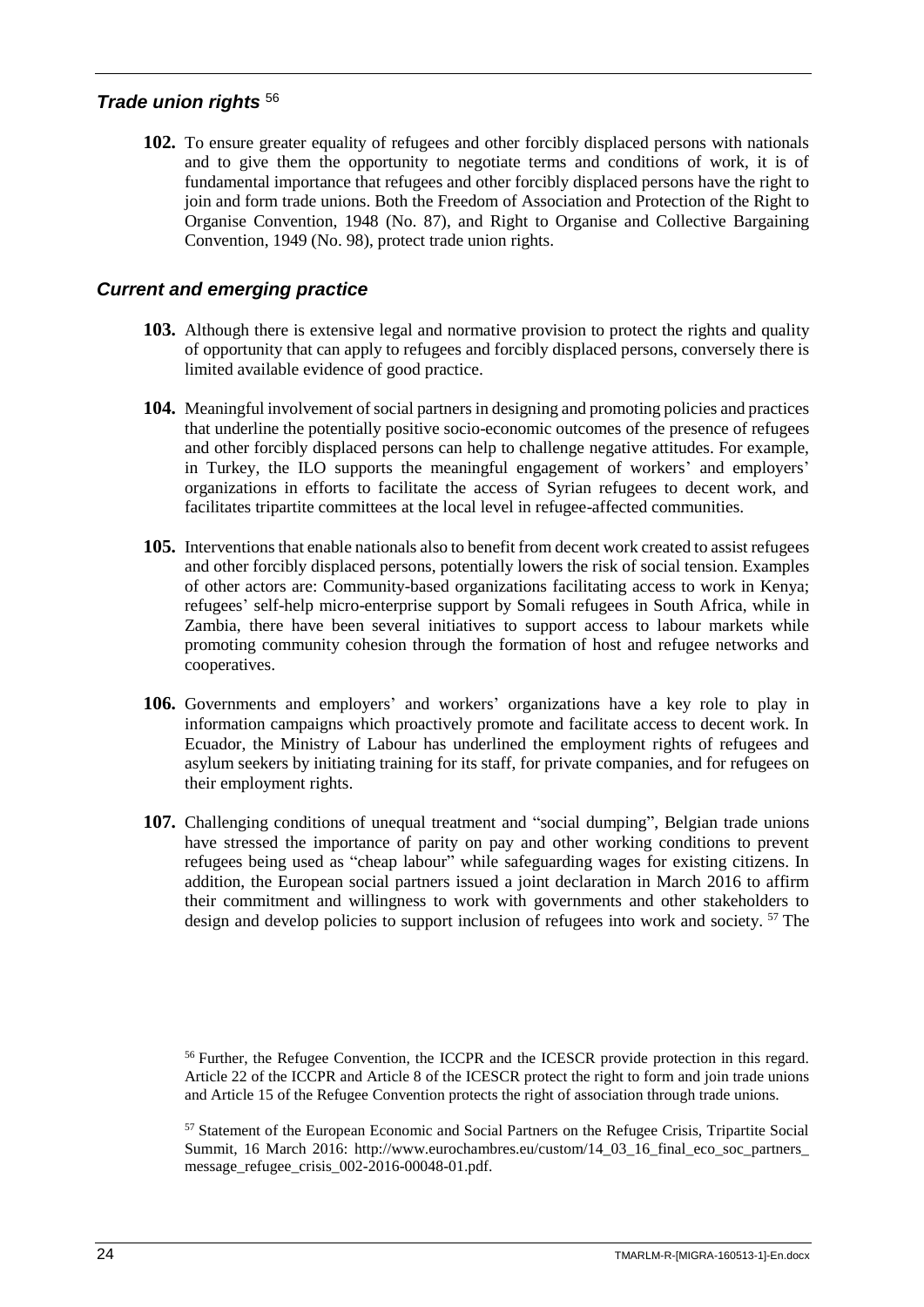### *Trade union rights* [56]

**102.** To ensure greater equality of refugees and other forcibly displaced persons with nationals and to give them the opportunity to negotiate terms and conditions of work, it is of fundamental importance that refugees and other forcibly displaced persons have the right to join and form trade unions. Both the Freedom of Association and Protection of the Right to Organise Convention, 1948 (No. 87), and Right to Organise and Collective Bargaining Convention, 1949 (No. 98), protect trade union rights.

### *Current and emerging practice*

**103.** Although there is extensive legal and normative provision to protect the rights and quality of opportunity that can apply to refugees and forcibly displaced persons, conversely there is limited available evidence of good practice.

**104.** Meaningful involvement of social partners in designing and promoting policies and practices that underline the potentially positive socio-economic outcomes of the presence of refugees and other forcibly displaced persons can help to challenge negative attitudes. For example, in Turkey, the ILO supports the meaningful engagement of workers' and employers' organizations in efforts to facilitate the access of Syrian refugees to decent work, and facilitates tripartite committees at the local level in refugee-affected communities.

**105.** Interventions that enable nationals also to benefit from decent work created to assist refugees and other forcibly displaced persons, potentially lowers the risk of social tension. Examples of other actors are: Community-based organizations facilitating access to work in Kenya; refugees' self-help micro-enterprise support by Somali refugees in South Africa, while in Zambia, there have been several initiatives to support access to labour markets while promoting community cohesion through the formation of host and refugee networks and cooperatives.

**106.** Governments and employers' and workers' organizations have a key role to play in information campaigns which proactively promote and facilitate access to decent work. In Ecuador, the Ministry of Labour has underlined the employment rights of refugees and asylum seekers by initiating training for its staff, for private companies, and for refugees on their employment rights.

**107.** Challenging conditions of unequal treatment and "social dumping", Belgian trade unions have stressed the importance of parity on pay and other working conditions to prevent refugees being used as "cheap labour" while safeguarding wages for existing citizens. In addition, the European social partners issued a joint declaration in March 2016 to affirm their commitment and willingness to work with governments and other stakeholders to design and develop policies to support inclusion of refugees into work and society. [57] The

[56] Further, the Refugee Convention, the ICCPR and the ICESCR provide protection in this regard. Article 22 of the ICCPR and Article 8 of the ICESCR protect the right to form and join trade unions and Article 15 of the Refugee Convention protects the right of association through trade unions.

[57] Statement of the European Economic and Social Partners on the Refugee Crisis, Tripartite Social Summit, 16 March 2016: http://www.eurochambres.eu/custom/14_03_16_final_eco_soc_partners_message_refugee_crisis_002-2016-00048-01.pdf.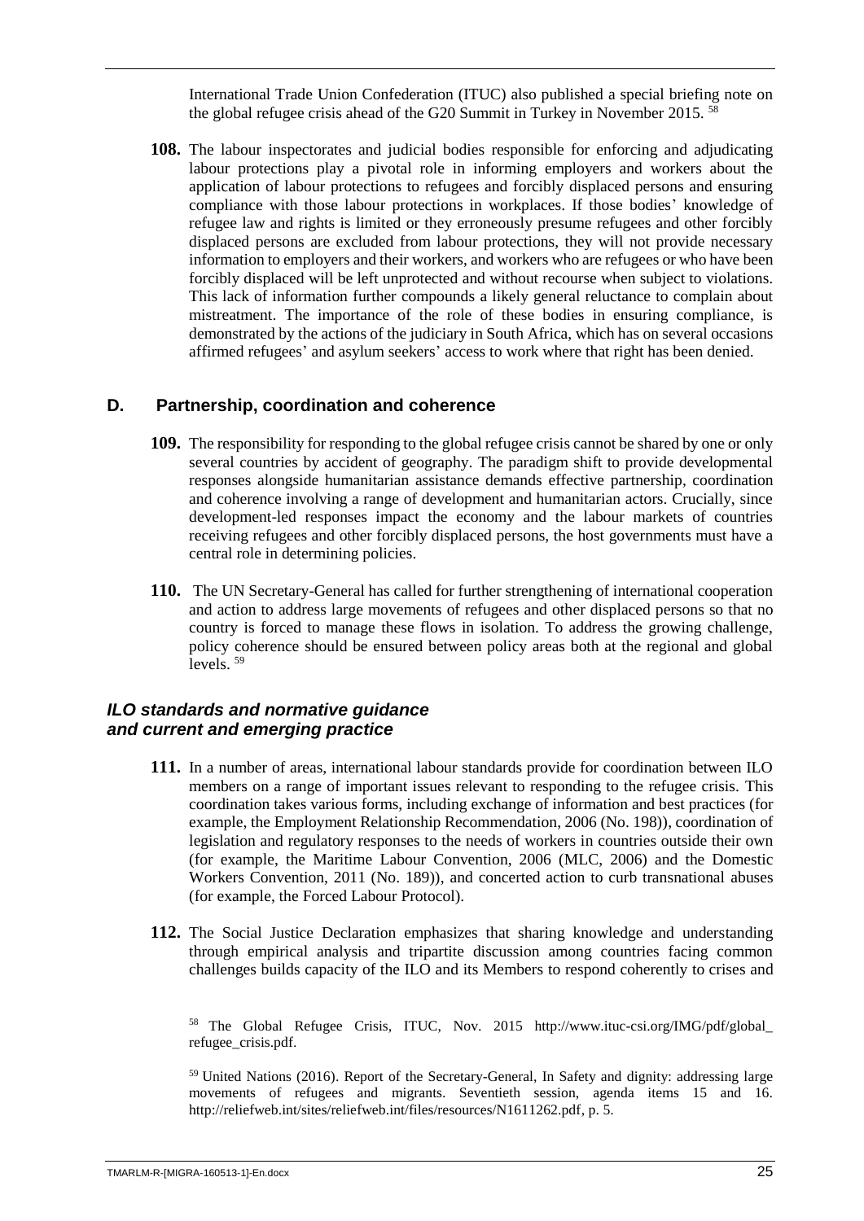International Trade Union Confederation (ITUC) also published a special briefing note on the global refugee crisis ahead of the G20 Summit in Turkey in November 2015. [58]

**108.** The labour inspectorates and judicial bodies responsible for enforcing and adjudicating labour protections play a pivotal role in informing employers and workers about the application of labour protections to refugees and forcibly displaced persons and ensuring compliance with those labour protections in workplaces. If those bodies' knowledge of refugee law and rights is limited or they erroneously presume refugees and other forcibly displaced persons are excluded from labour protections, they will not provide necessary information to employers and their workers, and workers who are refugees or who have been forcibly displaced will be left unprotected and without recourse when subject to violations. This lack of information further compounds a likely general reluctance to complain about mistreatment. The importance of the role of these bodies in ensuring compliance, is demonstrated by the actions of the judiciary in South Africa, which has on several occasions affirmed refugees' and asylum seekers' access to work where that right has been denied.

## D. Partnership, coordination and coherence

**109.** The responsibility for responding to the global refugee crisis cannot be shared by one or only several countries by accident of geography. The paradigm shift to provide developmental responses alongside humanitarian assistance demands effective partnership, coordination and coherence involving a range of development and humanitarian actors. Crucially, since development-led responses impact the economy and the labour markets of countries receiving refugees and other forcibly displaced persons, the host governments must have a central role in determining policies.

**110.** The UN Secretary-General has called for further strengthening of international cooperation and action to address large movements of refugees and other displaced persons so that no country is forced to manage these flows in isolation. To address the growing challenge, policy coherence should be ensured between policy areas both at the regional and global levels. [59]

### *ILO standards and normative guidance and current and emerging practice*

**111.** In a number of areas, international labour standards provide for coordination between ILO members on a range of important issues relevant to responding to the refugee crisis. This coordination takes various forms, including exchange of information and best practices (for example, the Employment Relationship Recommendation, 2006 (No. 198)), coordination of legislation and regulatory responses to the needs of workers in countries outside their own (for example, the Maritime Labour Convention, 2006 (MLC, 2006) and the Domestic Workers Convention, 2011 (No. 189)), and concerted action to curb transnational abuses (for example, the Forced Labour Protocol).

**112.** The Social Justice Declaration emphasizes that sharing knowledge and understanding through empirical analysis and tripartite discussion among countries facing common challenges builds capacity of the ILO and its Members to respond coherently to crises and

---

[58] The Global Refugee Crisis, ITUC, Nov. 2015 http://www.ituc-csi.org/IMG/pdf/global_refugee_crisis.pdf.

[59] United Nations (2016). Report of the Secretary-General, In Safety and dignity: addressing large movements of refugees and migrants. Seventieth session, agenda items 15 and 16. http://reliefweb.int/sites/reliefweb.int/files/resources/N1611262.pdf, p. 5.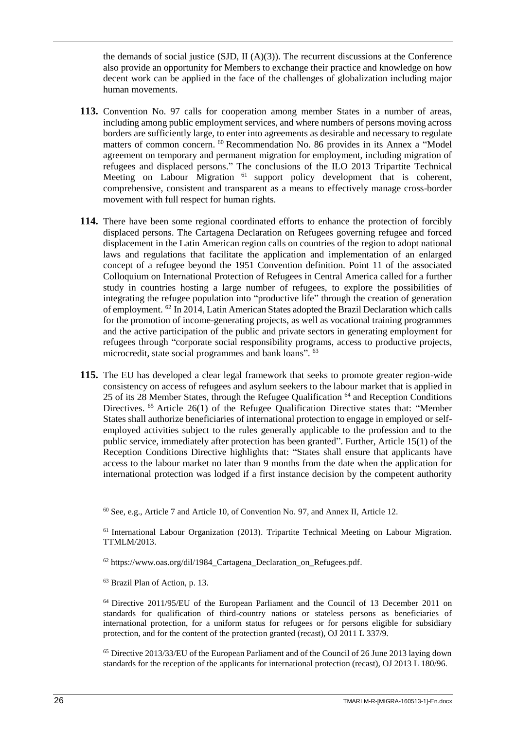the demands of social justice (SJD, II (A)(3)). The recurrent discussions at the Conference also provide an opportunity for Members to exchange their practice and knowledge on how decent work can be applied in the face of the challenges of globalization including major human movements.

**113.** Convention No. 97 calls for cooperation among member States in a number of areas, including among public employment services, and where numbers of persons moving across borders are sufficiently large, to enter into agreements as desirable and necessary to regulate matters of common concern. [60] Recommendation No. 86 provides in its Annex a "Model agreement on temporary and permanent migration for employment, including migration of refugees and displaced persons." The conclusions of the ILO 2013 Tripartite Technical Meeting on Labour Migration [61] support policy development that is coherent, comprehensive, consistent and transparent as a means to effectively manage cross-border movement with full respect for human rights.

**114.** There have been some regional coordinated efforts to enhance the protection of forcibly displaced persons. The Cartagena Declaration on Refugees governing refugee and forced displacement in the Latin American region calls on countries of the region to adopt national laws and regulations that facilitate the application and implementation of an enlarged concept of a refugee beyond the 1951 Convention definition. Point 11 of the associated Colloquium on International Protection of Refugees in Central America called for a further study in countries hosting a large number of refugees, to explore the possibilities of integrating the refugee population into "productive life" through the creation of generation of employment. [62] In 2014, Latin American States adopted the Brazil Declaration which calls for the promotion of income-generating projects, as well as vocational training programmes and the active participation of the public and private sectors in generating employment for refugees through "corporate social responsibility programs, access to productive projects, microcredit, state social programmes and bank loans". [63]

**115.** The EU has developed a clear legal framework that seeks to promote greater region-wide consistency on access of refugees and asylum seekers to the labour market that is applied in 25 of its 28 Member States, through the Refugee Qualification [64] and Reception Conditions Directives. [65] Article 26(1) of the Refugee Qualification Directive states that: "Member States shall authorize beneficiaries of international protection to engage in employed or self-employed activities subject to the rules generally applicable to the profession and to the public service, immediately after protection has been granted". Further, Article 15(1) of the Reception Conditions Directive highlights that: "States shall ensure that applicants have access to the labour market no later than 9 months from the date when the application for international protection was lodged if a first instance decision by the competent authority

[60] See, e.g., Article 7 and Article 10, of Convention No. 97, and Annex II, Article 12.

[61] International Labour Organization (2013). Tripartite Technical Meeting on Labour Migration. TTMLM/2013.

[62] https://www.oas.org/dil/1984_Cartagena_Declaration_on_Refugees.pdf.

[63] Brazil Plan of Action, p. 13.

[64] Directive 2011/95/EU of the European Parliament and the Council of 13 December 2011 on standards for qualification of third-country nations or stateless persons as beneficiaries of international protection, for a uniform status for refugees or for persons eligible for subsidiary protection, and for the content of the protection granted (recast), OJ 2011 L 337/9.

[65] Directive 2013/33/EU of the European Parliament and of the Council of 26 June 2013 laying down standards for the reception of the applicants for international protection (recast), OJ 2013 L 180/96.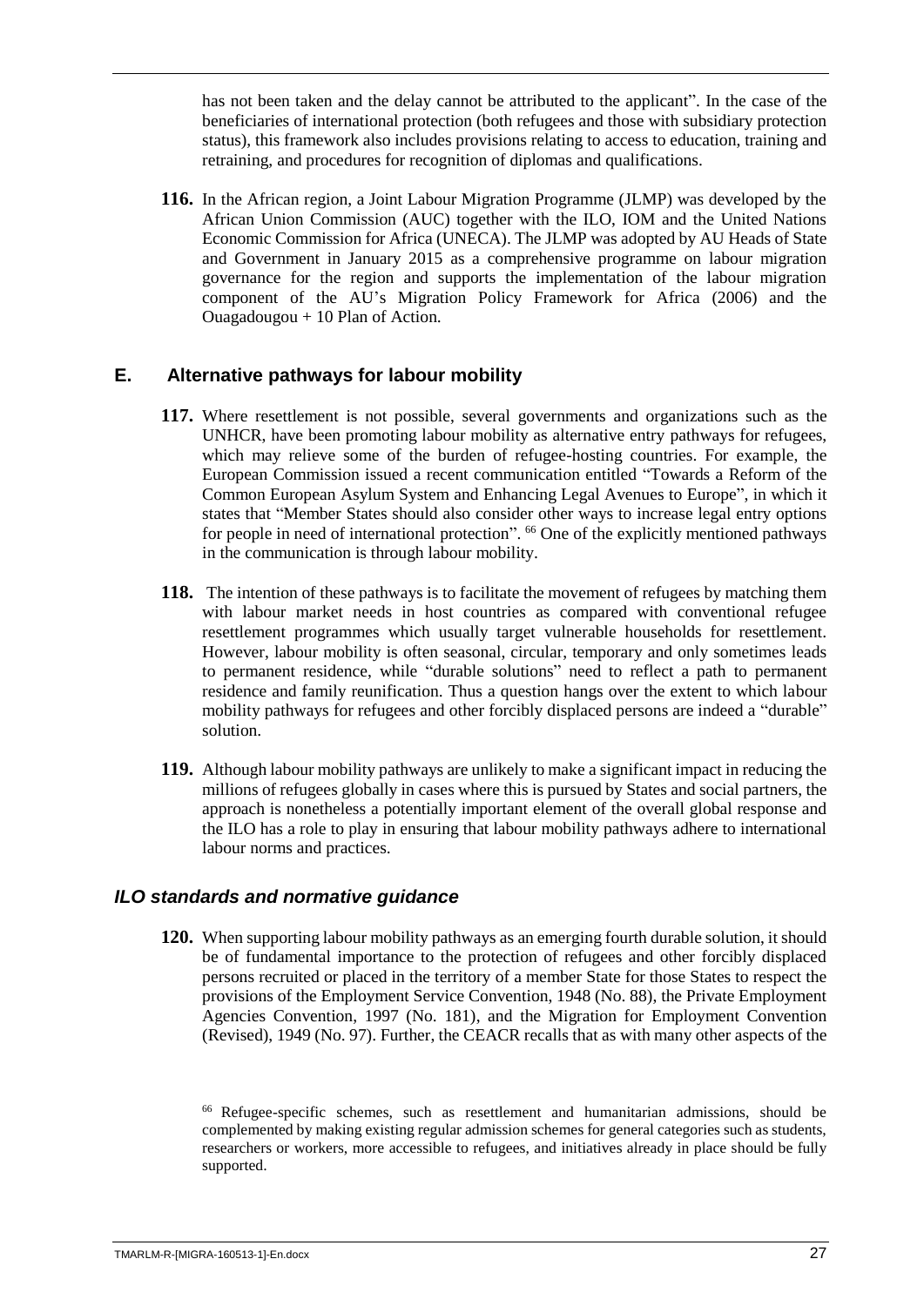has not been taken and the delay cannot be attributed to the applicant". In the case of the beneficiaries of international protection (both refugees and those with subsidiary protection status), this framework also includes provisions relating to access to education, training and retraining, and procedures for recognition of diplomas and qualifications.

**116.** In the African region, a Joint Labour Migration Programme (JLMP) was developed by the African Union Commission (AUC) together with the ILO, IOM and the United Nations Economic Commission for Africa (UNECA). The JLMP was adopted by AU Heads of State and Government in January 2015 as a comprehensive programme on labour migration governance for the region and supports the implementation of the labour migration component of the AU's Migration Policy Framework for Africa (2006) and the Ouagadougou + 10 Plan of Action.

## E. Alternative pathways for labour mobility

**117.** Where resettlement is not possible, several governments and organizations such as the UNHCR, have been promoting labour mobility as alternative entry pathways for refugees, which may relieve some of the burden of refugee-hosting countries. For example, the European Commission issued a recent communication entitled "Towards a Reform of the Common European Asylum System and Enhancing Legal Avenues to Europe", in which it states that "Member States should also consider other ways to increase legal entry options for people in need of international protection". [66] One of the explicitly mentioned pathways in the communication is through labour mobility.

**118.** The intention of these pathways is to facilitate the movement of refugees by matching them with labour market needs in host countries as compared with conventional refugee resettlement programmes which usually target vulnerable households for resettlement. However, labour mobility is often seasonal, circular, temporary and only sometimes leads to permanent residence, while "durable solutions" need to reflect a path to permanent residence and family reunification. Thus a question hangs over the extent to which labour mobility pathways for refugees and other forcibly displaced persons are indeed a "durable" solution.

**119.** Although labour mobility pathways are unlikely to make a significant impact in reducing the millions of refugees globally in cases where this is pursued by States and social partners, the approach is nonetheless a potentially important element of the overall global response and the ILO has a role to play in ensuring that labour mobility pathways adhere to international labour norms and practices.

### *ILO standards and normative guidance*

**120.** When supporting labour mobility pathways as an emerging fourth durable solution, it should be of fundamental importance to the protection of refugees and other forcibly displaced persons recruited or placed in the territory of a member State for those States to respect the provisions of the Employment Service Convention, 1948 (No. 88), the Private Employment Agencies Convention, 1997 (No. 181), and the Migration for Employment Convention (Revised), 1949 (No. 97). Further, the CEACR recalls that as with many other aspects of the

[66] Refugee-specific schemes, such as resettlement and humanitarian admissions, should be complemented by making existing regular admission schemes for general categories such as students, researchers or workers, more accessible to refugees, and initiatives already in place should be fully supported.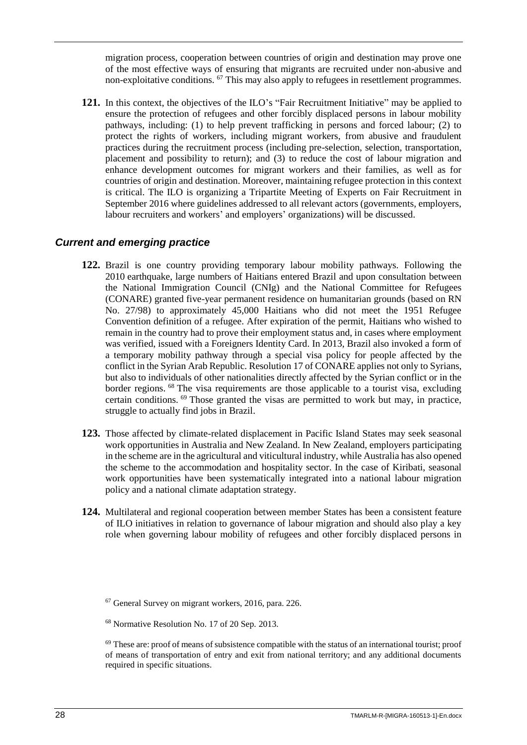migration process, cooperation between countries of origin and destination may prove one of the most effective ways of ensuring that migrants are recruited under non-abusive and non-exploitative conditions. [67] This may also apply to refugees in resettlement programmes.

**121.** In this context, the objectives of the ILO's "Fair Recruitment Initiative" may be applied to ensure the protection of refugees and other forcibly displaced persons in labour mobility pathways, including: (1) to help prevent trafficking in persons and forced labour; (2) to protect the rights of workers, including migrant workers, from abusive and fraudulent practices during the recruitment process (including pre-selection, selection, transportation, placement and possibility to return); and (3) to reduce the cost of labour migration and enhance development outcomes for migrant workers and their families, as well as for countries of origin and destination. Moreover, maintaining refugee protection in this context is critical. The ILO is organizing a Tripartite Meeting of Experts on Fair Recruitment in September 2016 where guidelines addressed to all relevant actors (governments, employers, labour recruiters and workers' and employers' organizations) will be discussed.

### *Current and emerging practice*

**122.** Brazil is one country providing temporary labour mobility pathways. Following the 2010 earthquake, large numbers of Haitians entered Brazil and upon consultation between the National Immigration Council (CNIg) and the National Committee for Refugees (CONARE) granted five-year permanent residence on humanitarian grounds (based on RN No. 27/98) to approximately 45,000 Haitians who did not meet the 1951 Refugee Convention definition of a refugee. After expiration of the permit, Haitians who wished to remain in the country had to prove their employment status and, in cases where employment was verified, issued with a Foreigners Identity Card. In 2013, Brazil also invoked a form of a temporary mobility pathway through a special visa policy for people affected by the conflict in the Syrian Arab Republic. Resolution 17 of CONARE applies not only to Syrians, but also to individuals of other nationalities directly affected by the Syrian conflict or in the border regions. [68] The visa requirements are those applicable to a tourist visa, excluding certain conditions. [69] Those granted the visas are permitted to work but may, in practice, struggle to actually find jobs in Brazil.

**123.** Those affected by climate-related displacement in Pacific Island States may seek seasonal work opportunities in Australia and New Zealand. In New Zealand, employers participating in the scheme are in the agricultural and viticultural industry, while Australia has also opened the scheme to the accommodation and hospitality sector. In the case of Kiribati, seasonal work opportunities have been systematically integrated into a national labour migration policy and a national climate adaptation strategy.

**124.** Multilateral and regional cooperation between member States has been a consistent feature of ILO initiatives in relation to governance of labour migration and should also play a key role when governing labour mobility of refugees and other forcibly displaced persons in

---

[67] General Survey on migrant workers, 2016, para. 226.

[68] Normative Resolution No. 17 of 20 Sep. 2013.

[69] These are: proof of means of subsistence compatible with the status of an international tourist; proof of means of transportation of entry and exit from national territory; and any additional documents required in specific situations.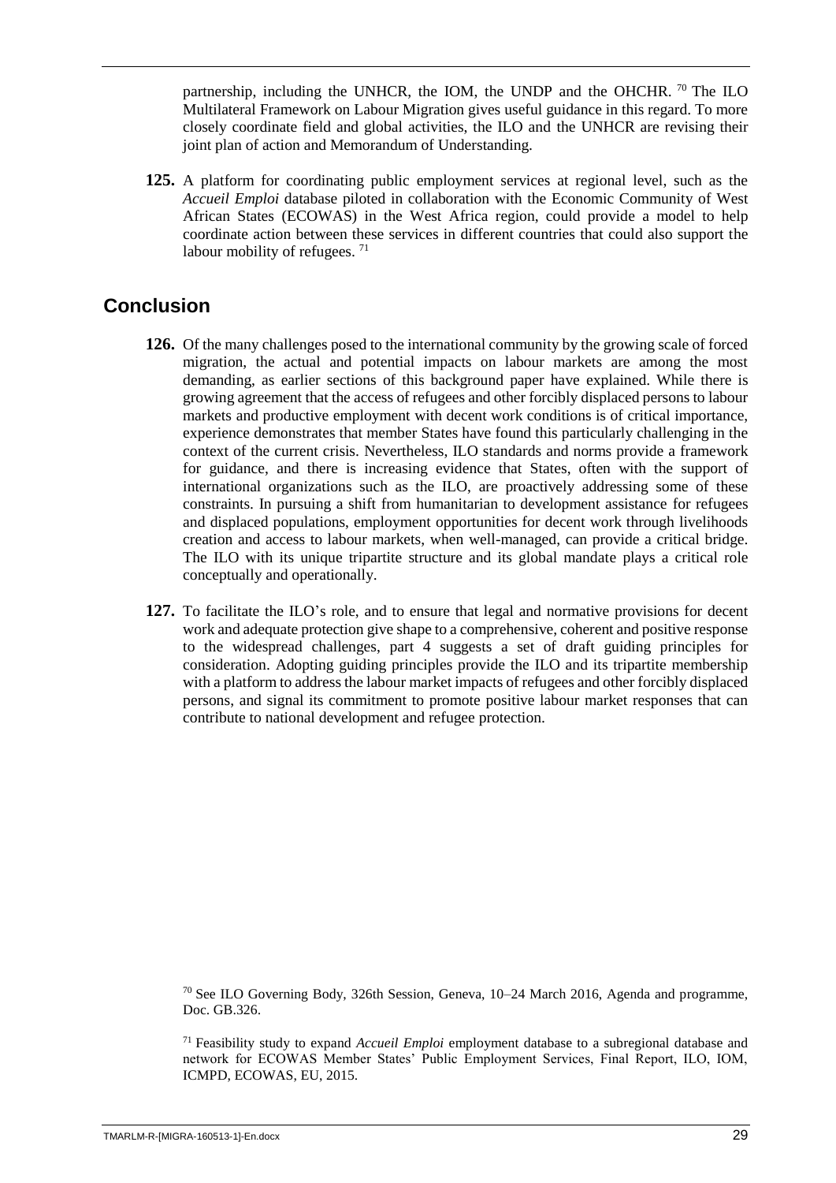partnership, including the UNHCR, the IOM, the UNDP and the OHCHR. [70] The ILO Multilateral Framework on Labour Migration gives useful guidance in this regard. To more closely coordinate field and global activities, the ILO and the UNHCR are revising their joint plan of action and Memorandum of Understanding.

**125.** A platform for coordinating public employment services at regional level, such as the *Accueil Emploi* database piloted in collaboration with the Economic Community of West African States (ECOWAS) in the West Africa region, could provide a model to help coordinate action between these services in different countries that could also support the labour mobility of refugees. [71]

## Conclusion

**126.** Of the many challenges posed to the international community by the growing scale of forced migration, the actual and potential impacts on labour markets are among the most demanding, as earlier sections of this background paper have explained. While there is growing agreement that the access of refugees and other forcibly displaced persons to labour markets and productive employment with decent work conditions is of critical importance, experience demonstrates that member States have found this particularly challenging in the context of the current crisis. Nevertheless, ILO standards and norms provide a framework for guidance, and there is increasing evidence that States, often with the support of international organizations such as the ILO, are proactively addressing some of these constraints. In pursuing a shift from humanitarian to development assistance for refugees and displaced populations, employment opportunities for decent work through livelihoods creation and access to labour markets, when well-managed, can provide a critical bridge. The ILO with its unique tripartite structure and its global mandate plays a critical role conceptually and operationally.

**127.** To facilitate the ILO's role, and to ensure that legal and normative provisions for decent work and adequate protection give shape to a comprehensive, coherent and positive response to the widespread challenges, part 4 suggests a set of draft guiding principles for consideration. Adopting guiding principles provide the ILO and its tripartite membership with a platform to address the labour market impacts of refugees and other forcibly displaced persons, and signal its commitment to promote positive labour market responses that can contribute to national development and refugee protection.

[70] See ILO Governing Body, 326th Session, Geneva, 10–24 March 2016, Agenda and programme, Doc. GB.326.

[71] Feasibility study to expand *Accueil Emploi* employment database to a subregional database and network for ECOWAS Member States' Public Employment Services, Final Report, ILO, IOM, ICMPD, ECOWAS, EU, 2015.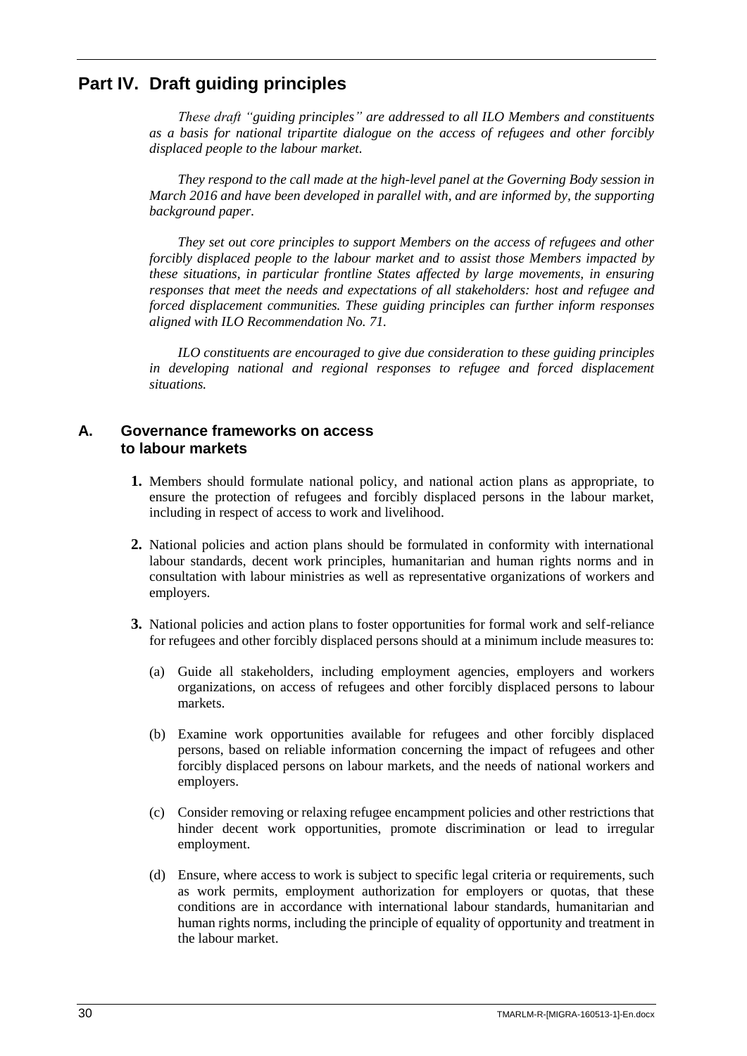# Part IV. Draft guiding principles

*These draft "guiding principles" are addressed to all ILO Members and constituents as a basis for national tripartite dialogue on the access of refugees and other forcibly displaced people to the labour market.*

*They respond to the call made at the high-level panel at the Governing Body session in March 2016 and have been developed in parallel with, and are informed by, the supporting background paper.*

*They set out core principles to support Members on the access of refugees and other forcibly displaced people to the labour market and to assist those Members impacted by these situations, in particular frontline States affected by large movements, in ensuring responses that meet the needs and expectations of all stakeholders: host and refugee and forced displacement communities. These guiding principles can further inform responses aligned with ILO Recommendation No. 71.*

*ILO constituents are encouraged to give due consideration to these guiding principles in developing national and regional responses to refugee and forced displacement situations.*

## A. Governance frameworks on access to labour markets

**1.** Members should formulate national policy, and national action plans as appropriate, to ensure the protection of refugees and forcibly displaced persons in the labour market, including in respect of access to work and livelihood.

**2.** National policies and action plans should be formulated in conformity with international labour standards, decent work principles, humanitarian and human rights norms and in consultation with labour ministries as well as representative organizations of workers and employers.

**3.** National policies and action plans to foster opportunities for formal work and self-reliance for refugees and other forcibly displaced persons should at a minimum include measures to:

(a) Guide all stakeholders, including employment agencies, employers and workers organizations, on access of refugees and other forcibly displaced persons to labour markets.

(b) Examine work opportunities available for refugees and other forcibly displaced persons, based on reliable information concerning the impact of refugees and other forcibly displaced persons on labour markets, and the needs of national workers and employers.

(c) Consider removing or relaxing refugee encampment policies and other restrictions that hinder decent work opportunities, promote discrimination or lead to irregular employment.

(d) Ensure, where access to work is subject to specific legal criteria or requirements, such as work permits, employment authorization for employers or quotas, that these conditions are in accordance with international labour standards, humanitarian and human rights norms, including the principle of equality of opportunity and treatment in the labour market.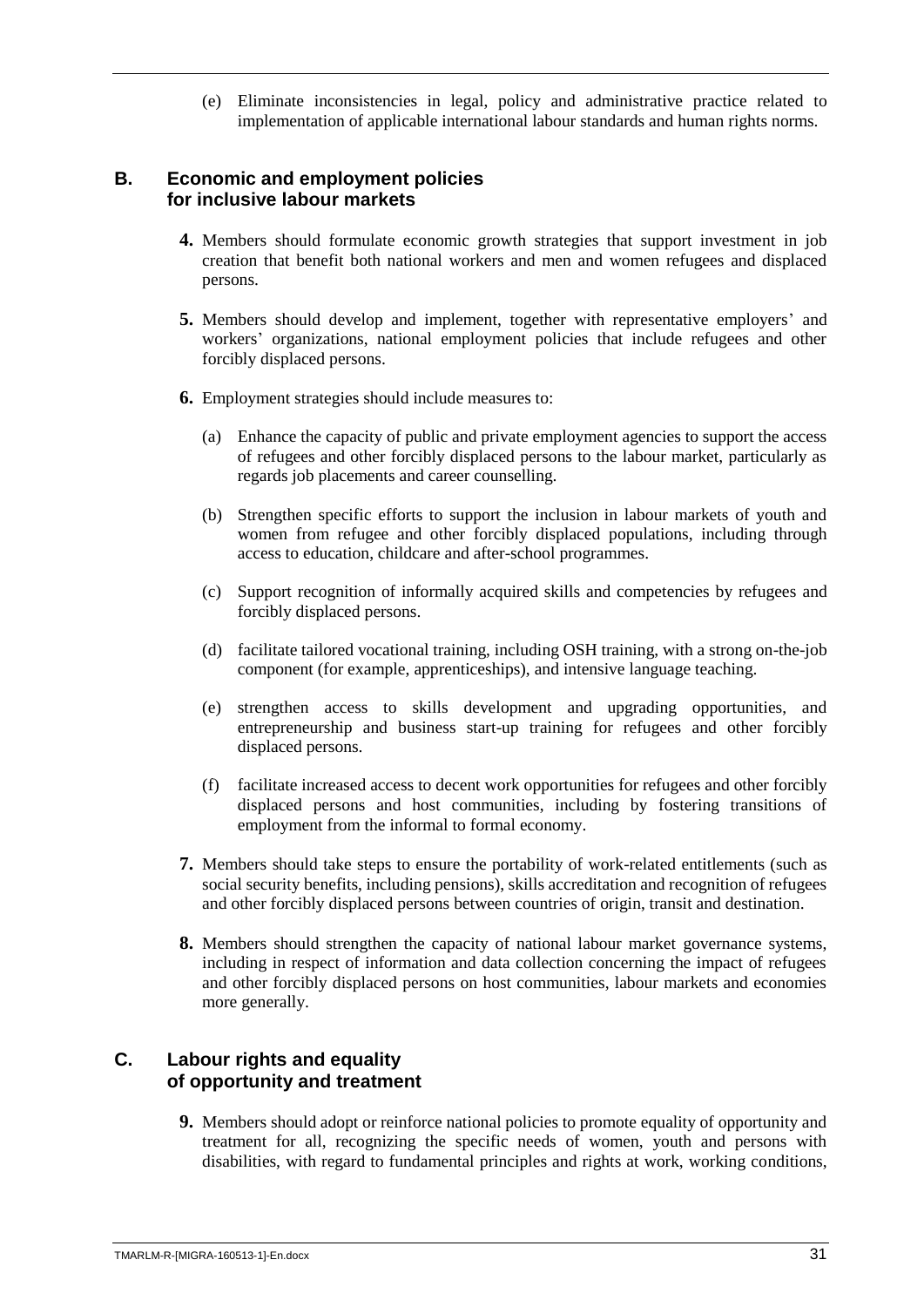(e) Eliminate inconsistencies in legal, policy and administrative practice related to implementation of applicable international labour standards and human rights norms.

## B. Economic and employment policies for inclusive labour markets

**4.** Members should formulate economic growth strategies that support investment in job creation that benefit both national workers and men and women refugees and displaced persons.

**5.** Members should develop and implement, together with representative employers' and workers' organizations, national employment policies that include refugees and other forcibly displaced persons.

**6.** Employment strategies should include measures to:

(a) Enhance the capacity of public and private employment agencies to support the access of refugees and other forcibly displaced persons to the labour market, particularly as regards job placements and career counselling.

(b) Strengthen specific efforts to support the inclusion in labour markets of youth and women from refugee and other forcibly displaced populations, including through access to education, childcare and after-school programmes.

(c) Support recognition of informally acquired skills and competencies by refugees and forcibly displaced persons.

(d) facilitate tailored vocational training, including OSH training, with a strong on-the-job component (for example, apprenticeships), and intensive language teaching.

(e) strengthen access to skills development and upgrading opportunities, and entrepreneurship and business start-up training for refugees and other forcibly displaced persons.

(f) facilitate increased access to decent work opportunities for refugees and other forcibly displaced persons and host communities, including by fostering transitions of employment from the informal to formal economy.

**7.** Members should take steps to ensure the portability of work-related entitlements (such as social security benefits, including pensions), skills accreditation and recognition of refugees and other forcibly displaced persons between countries of origin, transit and destination.

**8.** Members should strengthen the capacity of national labour market governance systems, including in respect of information and data collection concerning the impact of refugees and other forcibly displaced persons on host communities, labour markets and economies more generally.

## C. Labour rights and equality of opportunity and treatment

**9.** Members should adopt or reinforce national policies to promote equality of opportunity and treatment for all, recognizing the specific needs of women, youth and persons with disabilities, with regard to fundamental principles and rights at work, working conditions,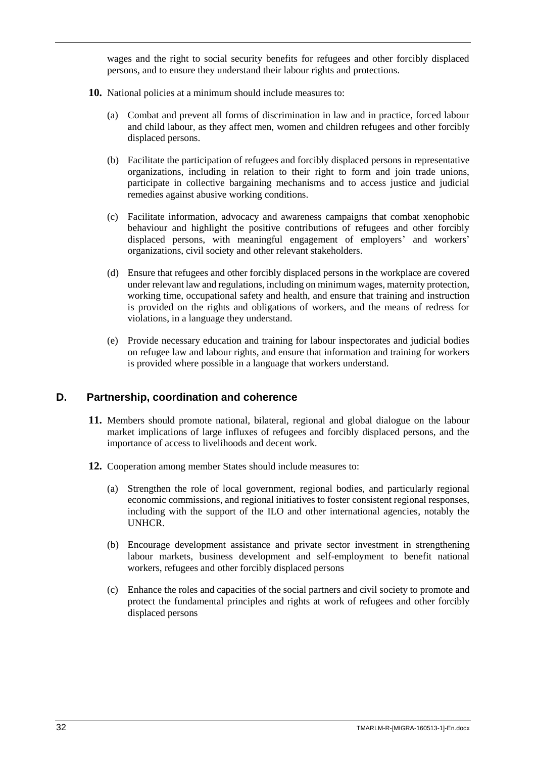wages and the right to social security benefits for refugees and other forcibly displaced persons, and to ensure they understand their labour rights and protections.

**10.** National policies at a minimum should include measures to:

(a) Combat and prevent all forms of discrimination in law and in practice, forced labour and child labour, as they affect men, women and children refugees and other forcibly displaced persons.

(b) Facilitate the participation of refugees and forcibly displaced persons in representative organizations, including in relation to their right to form and join trade unions, participate in collective bargaining mechanisms and to access justice and judicial remedies against abusive working conditions.

(c) Facilitate information, advocacy and awareness campaigns that combat xenophobic behaviour and highlight the positive contributions of refugees and other forcibly displaced persons, with meaningful engagement of employers' and workers' organizations, civil society and other relevant stakeholders.

(d) Ensure that refugees and other forcibly displaced persons in the workplace are covered under relevant law and regulations, including on minimum wages, maternity protection, working time, occupational safety and health, and ensure that training and instruction is provided on the rights and obligations of workers, and the means of redress for violations, in a language they understand.

(e) Provide necessary education and training for labour inspectorates and judicial bodies on refugee law and labour rights, and ensure that information and training for workers is provided where possible in a language that workers understand.

## D. Partnership, coordination and coherence

**11.** Members should promote national, bilateral, regional and global dialogue on the labour market implications of large influxes of refugees and forcibly displaced persons, and the importance of access to livelihoods and decent work.

**12.** Cooperation among member States should include measures to:

(a) Strengthen the role of local government, regional bodies, and particularly regional economic commissions, and regional initiatives to foster consistent regional responses, including with the support of the ILO and other international agencies, notably the UNHCR.

(b) Encourage development assistance and private sector investment in strengthening labour markets, business development and self-employment to benefit national workers, refugees and other forcibly displaced persons

(c) Enhance the roles and capacities of the social partners and civil society to promote and protect the fundamental principles and rights at work of refugees and other forcibly displaced persons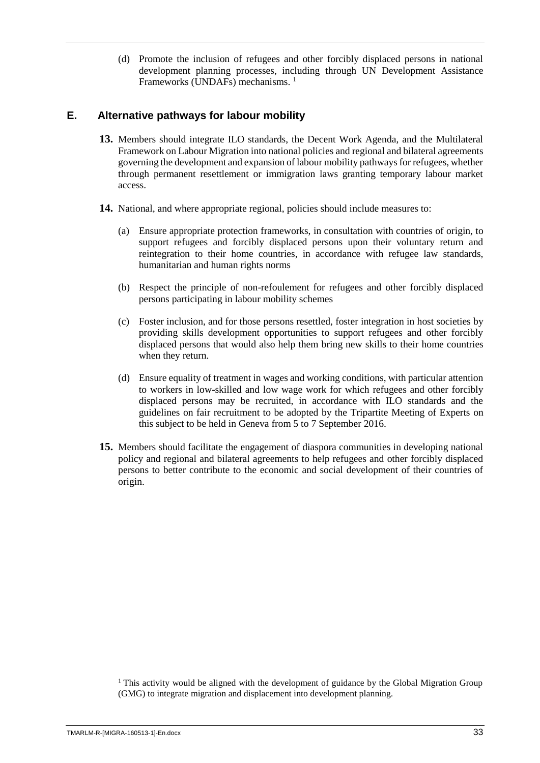(d) Promote the inclusion of refugees and other forcibly displaced persons in national development planning processes, including through UN Development Assistance Frameworks (UNDAFs) mechanisms. [1]

## E. Alternative pathways for labour mobility

**13.** Members should integrate ILO standards, the Decent Work Agenda, and the Multilateral Framework on Labour Migration into national policies and regional and bilateral agreements governing the development and expansion of labour mobility pathways for refugees, whether through permanent resettlement or immigration laws granting temporary labour market access.

**14.** National, and where appropriate regional, policies should include measures to:

(a) Ensure appropriate protection frameworks, in consultation with countries of origin, to support refugees and forcibly displaced persons upon their voluntary return and reintegration to their home countries, in accordance with refugee law standards, humanitarian and human rights norms

(b) Respect the principle of non-refoulement for refugees and other forcibly displaced persons participating in labour mobility schemes

(c) Foster inclusion, and for those persons resettled, foster integration in host societies by providing skills development opportunities to support refugees and other forcibly displaced persons that would also help them bring new skills to their home countries when they return.

(d) Ensure equality of treatment in wages and working conditions, with particular attention to workers in low-skilled and low wage work for which refugees and other forcibly displaced persons may be recruited, in accordance with ILO standards and the guidelines on fair recruitment to be adopted by the Tripartite Meeting of Experts on this subject to be held in Geneva from 5 to 7 September 2016.

**15.** Members should facilitate the engagement of diaspora communities in developing national policy and regional and bilateral agreements to help refugees and other forcibly displaced persons to better contribute to the economic and social development of their countries of origin.

[1] This activity would be aligned with the development of guidance by the Global Migration Group (GMG) to integrate migration and displacement into development planning.